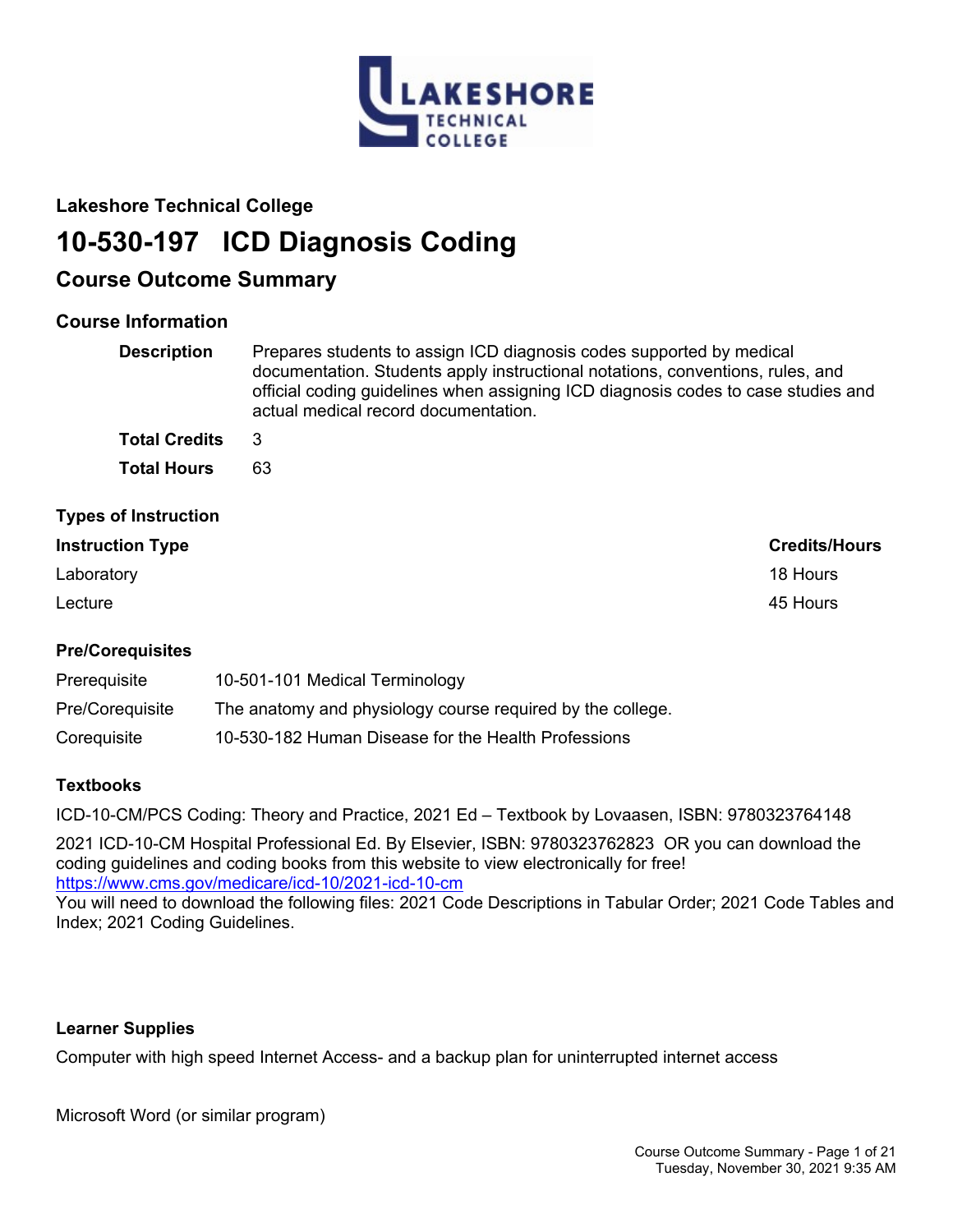**Lakeshore Technical College**

# 10-530-197 ICD Diagnosis Coding

## Course Outcome Summary

### Course Information

| | |
|---|---|
| **Description** | Prepares students to assign ICD diagnosis codes supported by medical documentation. Students apply instructional notations, conventions, rules, and official coding guidelines when assigning ICD diagnosis codes to case studies and actual medical record documentation. |
| **Total Credits** | 3 |
| **Total Hours** | 63 |

### Types of Instruction

| Instruction Type | Credits/Hours |
|---|---|
| Laboratory | 18 Hours |
| Lecture | 45 Hours |

### Pre/Corequisites

| | |
|---|---|
| Prerequisite | 10-501-101 Medical Terminology |
| Pre/Corequisite | The anatomy and physiology course required by the college. |
| Corequisite | 10-530-182 Human Disease for the Health Professions |

### Textbooks

ICD-10-CM/PCS Coding: Theory and Practice, 2021 Ed – Textbook by Lovaasen, ISBN: 9780323764148

2021 ICD-10-CM Hospital Professional Ed. By Elsevier, ISBN: 9780323762823 OR you can download the coding guidelines and coding books from this website to view electronically for free!
https://www.cms.gov/medicare/icd-10/2021-icd-10-cm
You will need to download the following files: 2021 Code Descriptions in Tabular Order; 2021 Code Tables and Index; 2021 Coding Guidelines.

### Learner Supplies

Computer with high speed Internet Access- and a backup plan for uninterrupted internet access

Microsoft Word (or similar program)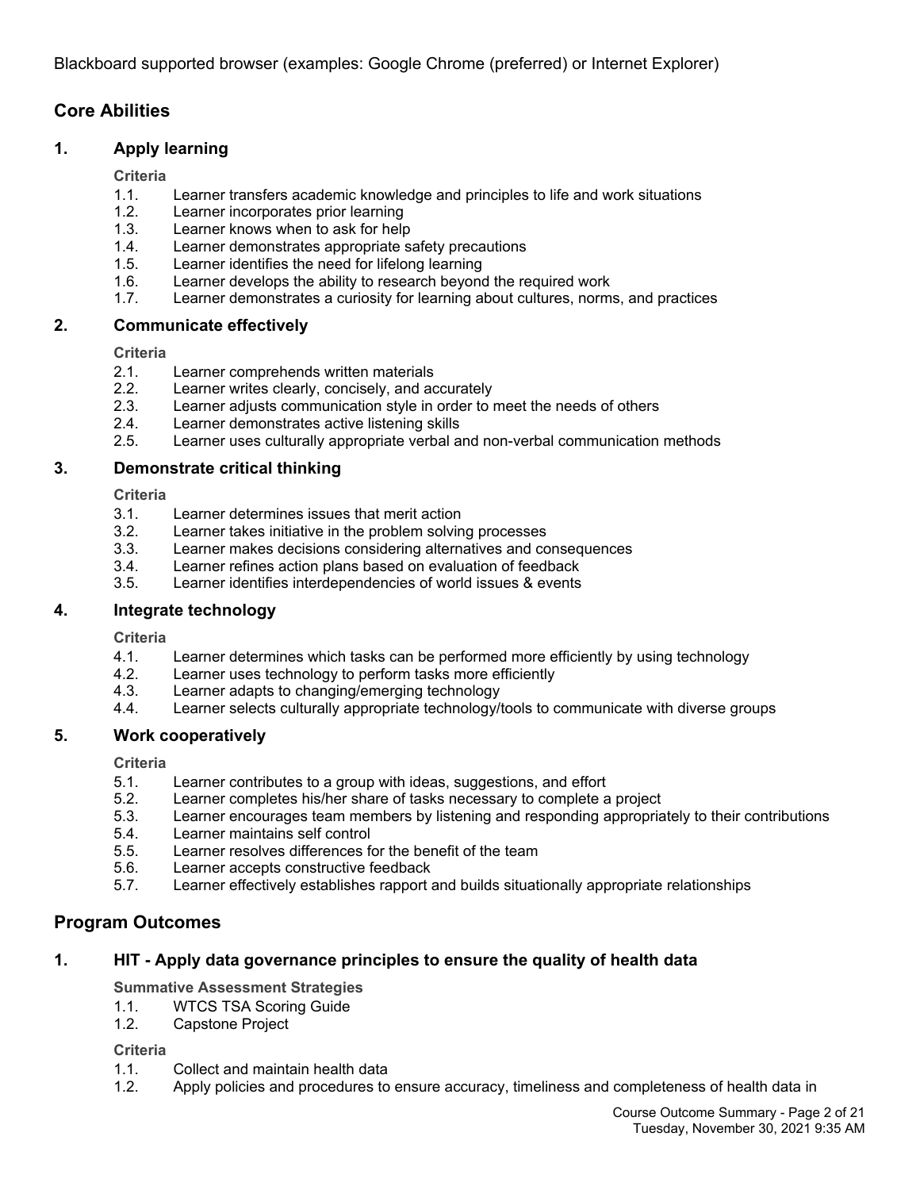Blackboard supported browser (examples: Google Chrome (preferred) or Internet Explorer)

## Core Abilities

### 1. Apply learning

**Criteria**

1.1. Learner transfers academic knowledge and principles to life and work situations
1.2. Learner incorporates prior learning
1.3. Learner knows when to ask for help
1.4. Learner demonstrates appropriate safety precautions
1.5. Learner identifies the need for lifelong learning
1.6. Learner develops the ability to research beyond the required work
1.7. Learner demonstrates a curiosity for learning about cultures, norms, and practices

### 2. Communicate effectively

**Criteria**

2.1. Learner comprehends written materials
2.2. Learner writes clearly, concisely, and accurately
2.3. Learner adjusts communication style in order to meet the needs of others
2.4. Learner demonstrates active listening skills
2.5. Learner uses culturally appropriate verbal and non-verbal communication methods

### 3. Demonstrate critical thinking

**Criteria**

3.1. Learner determines issues that merit action
3.2. Learner takes initiative in the problem solving processes
3.3. Learner makes decisions considering alternatives and consequences
3.4. Learner refines action plans based on evaluation of feedback
3.5. Learner identifies interdependencies of world issues & events

### 4. Integrate technology

**Criteria**

4.1. Learner determines which tasks can be performed more efficiently by using technology
4.2. Learner uses technology to perform tasks more efficiently
4.3. Learner adapts to changing/emerging technology
4.4. Learner selects culturally appropriate technology/tools to communicate with diverse groups

### 5. Work cooperatively

**Criteria**

5.1. Learner contributes to a group with ideas, suggestions, and effort
5.2. Learner completes his/her share of tasks necessary to complete a project
5.3. Learner encourages team members by listening and responding appropriately to their contributions
5.4. Learner maintains self control
5.5. Learner resolves differences for the benefit of the team
5.6. Learner accepts constructive feedback
5.7. Learner effectively establishes rapport and builds situationally appropriate relationships

## Program Outcomes

### 1. HIT - Apply data governance principles to ensure the quality of health data

**Summative Assessment Strategies**

1.1. WTCS TSA Scoring Guide
1.2. Capstone Project

**Criteria**

1.1. Collect and maintain health data
1.2. Apply policies and procedures to ensure accuracy, timeliness and completeness of health data in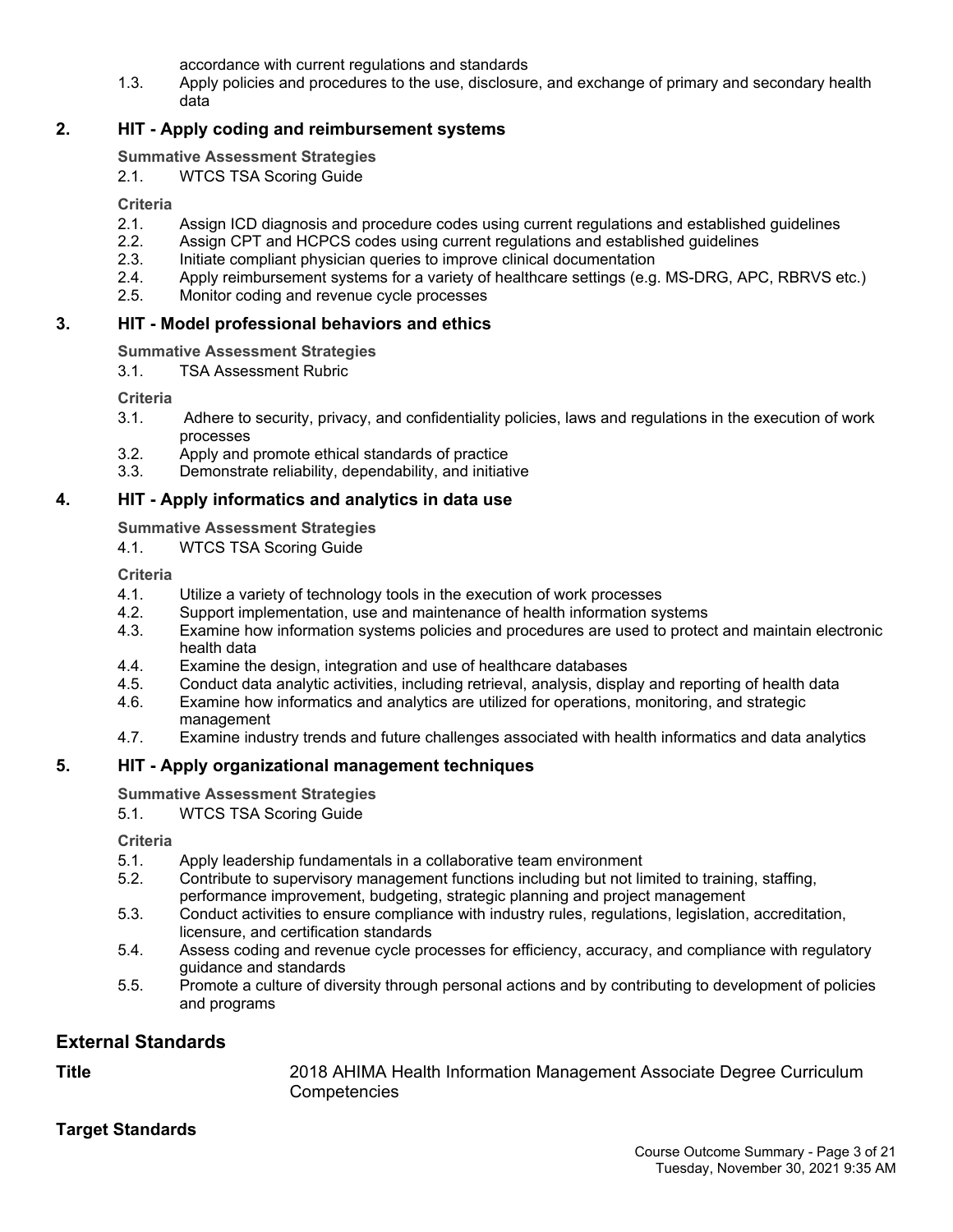accordance with current regulations and standards

1.3. Apply policies and procedures to the use, disclosure, and exchange of primary and secondary health data

### 2. HIT - Apply coding and reimbursement systems

**Summative Assessment Strategies**

2.1. WTCS TSA Scoring Guide

**Criteria**

2.1. Assign ICD diagnosis and procedure codes using current regulations and established guidelines
2.2. Assign CPT and HCPCS codes using current regulations and established guidelines
2.3. Initiate compliant physician queries to improve clinical documentation
2.4. Apply reimbursement systems for a variety of healthcare settings (e.g. MS-DRG, APC, RBRVS etc.)
2.5. Monitor coding and revenue cycle processes

### 3. HIT - Model professional behaviors and ethics

**Summative Assessment Strategies**

3.1. TSA Assessment Rubric

**Criteria**

3.1. Adhere to security, privacy, and confidentiality policies, laws and regulations in the execution of work processes
3.2. Apply and promote ethical standards of practice
3.3. Demonstrate reliability, dependability, and initiative

### 4. HIT - Apply informatics and analytics in data use

**Summative Assessment Strategies**

4.1. WTCS TSA Scoring Guide

**Criteria**

4.1. Utilize a variety of technology tools in the execution of work processes
4.2. Support implementation, use and maintenance of health information systems
4.3. Examine how information systems policies and procedures are used to protect and maintain electronic health data
4.4. Examine the design, integration and use of healthcare databases
4.5. Conduct data analytic activities, including retrieval, analysis, display and reporting of health data
4.6. Examine how informatics and analytics are utilized for operations, monitoring, and strategic management
4.7. Examine industry trends and future challenges associated with health informatics and data analytics

### 5. HIT - Apply organizational management techniques

**Summative Assessment Strategies**

5.1. WTCS TSA Scoring Guide

**Criteria**

5.1. Apply leadership fundamentals in a collaborative team environment
5.2. Contribute to supervisory management functions including but not limited to training, staffing, performance improvement, budgeting, strategic planning and project management
5.3. Conduct activities to ensure compliance with industry rules, regulations, legislation, accreditation, licensure, and certification standards
5.4. Assess coding and revenue cycle processes for efficiency, accuracy, and compliance with regulatory guidance and standards
5.5. Promote a culture of diversity through personal actions and by contributing to development of policies and programs

## External Standards

**Title** 2018 AHIMA Health Information Management Associate Degree Curriculum Competencies

**Target Standards**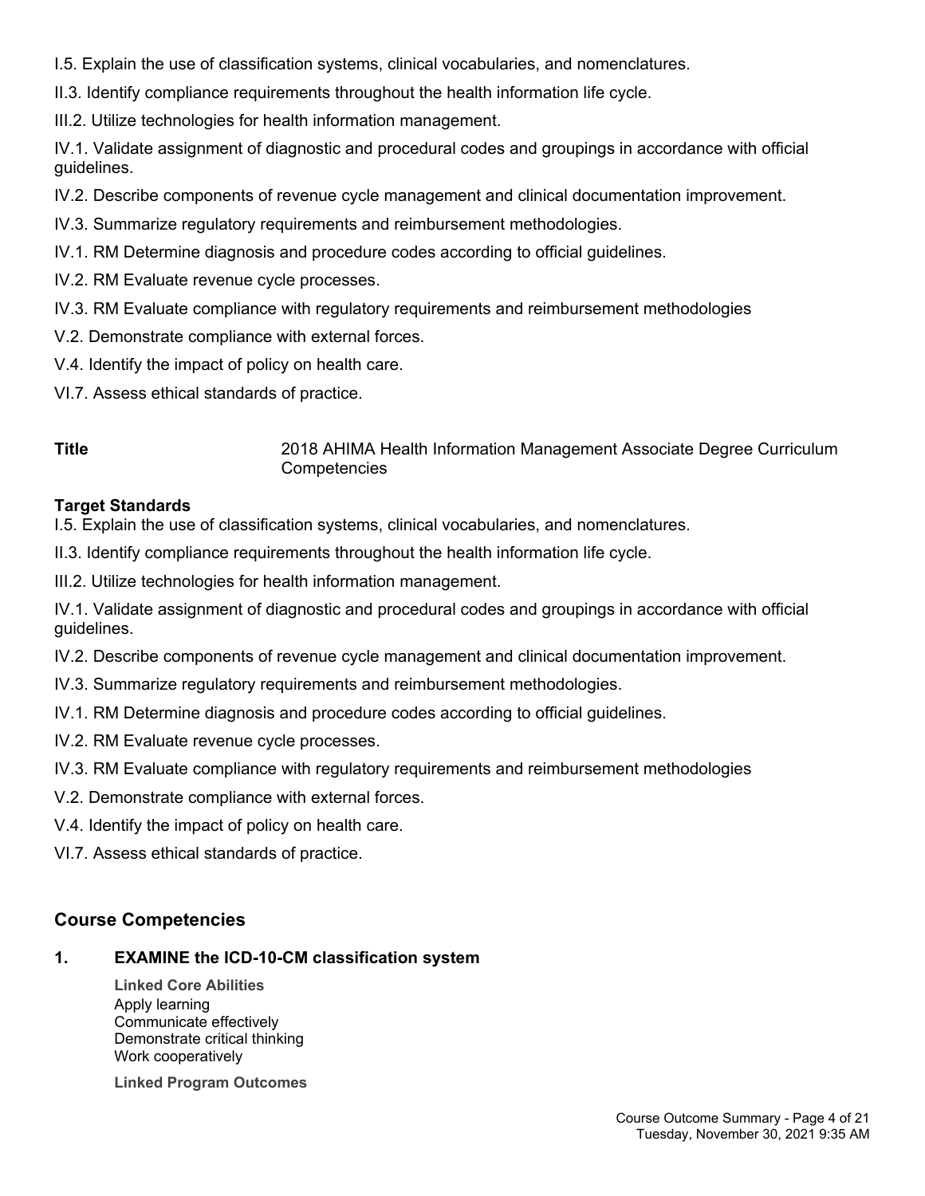I.5. Explain the use of classification systems, clinical vocabularies, and nomenclatures.

II.3. Identify compliance requirements throughout the health information life cycle.

III.2. Utilize technologies for health information management.

IV.1. Validate assignment of diagnostic and procedural codes and groupings in accordance with official guidelines.

IV.2. Describe components of revenue cycle management and clinical documentation improvement.

IV.3. Summarize regulatory requirements and reimbursement methodologies.

IV.1. RM Determine diagnosis and procedure codes according to official guidelines.

IV.2. RM Evaluate revenue cycle processes.

IV.3. RM Evaluate compliance with regulatory requirements and reimbursement methodologies

V.2. Demonstrate compliance with external forces.

V.4. Identify the impact of policy on health care.

VI.7. Assess ethical standards of practice.

**Title** 2018 AHIMA Health Information Management Associate Degree Curriculum Competencies

**Target Standards**

I.5. Explain the use of classification systems, clinical vocabularies, and nomenclatures.

II.3. Identify compliance requirements throughout the health information life cycle.

III.2. Utilize technologies for health information management.

IV.1. Validate assignment of diagnostic and procedural codes and groupings in accordance with official guidelines.

IV.2. Describe components of revenue cycle management and clinical documentation improvement.

IV.3. Summarize regulatory requirements and reimbursement methodologies.

IV.1. RM Determine diagnosis and procedure codes according to official guidelines.

IV.2. RM Evaluate revenue cycle processes.

IV.3. RM Evaluate compliance with regulatory requirements and reimbursement methodologies

V.2. Demonstrate compliance with external forces.

V.4. Identify the impact of policy on health care.

VI.7. Assess ethical standards of practice.

## Course Competencies

### 1. EXAMINE the ICD-10-CM classification system

**Linked Core Abilities**

Apply learning
Communicate effectively
Demonstrate critical thinking
Work cooperatively

**Linked Program Outcomes**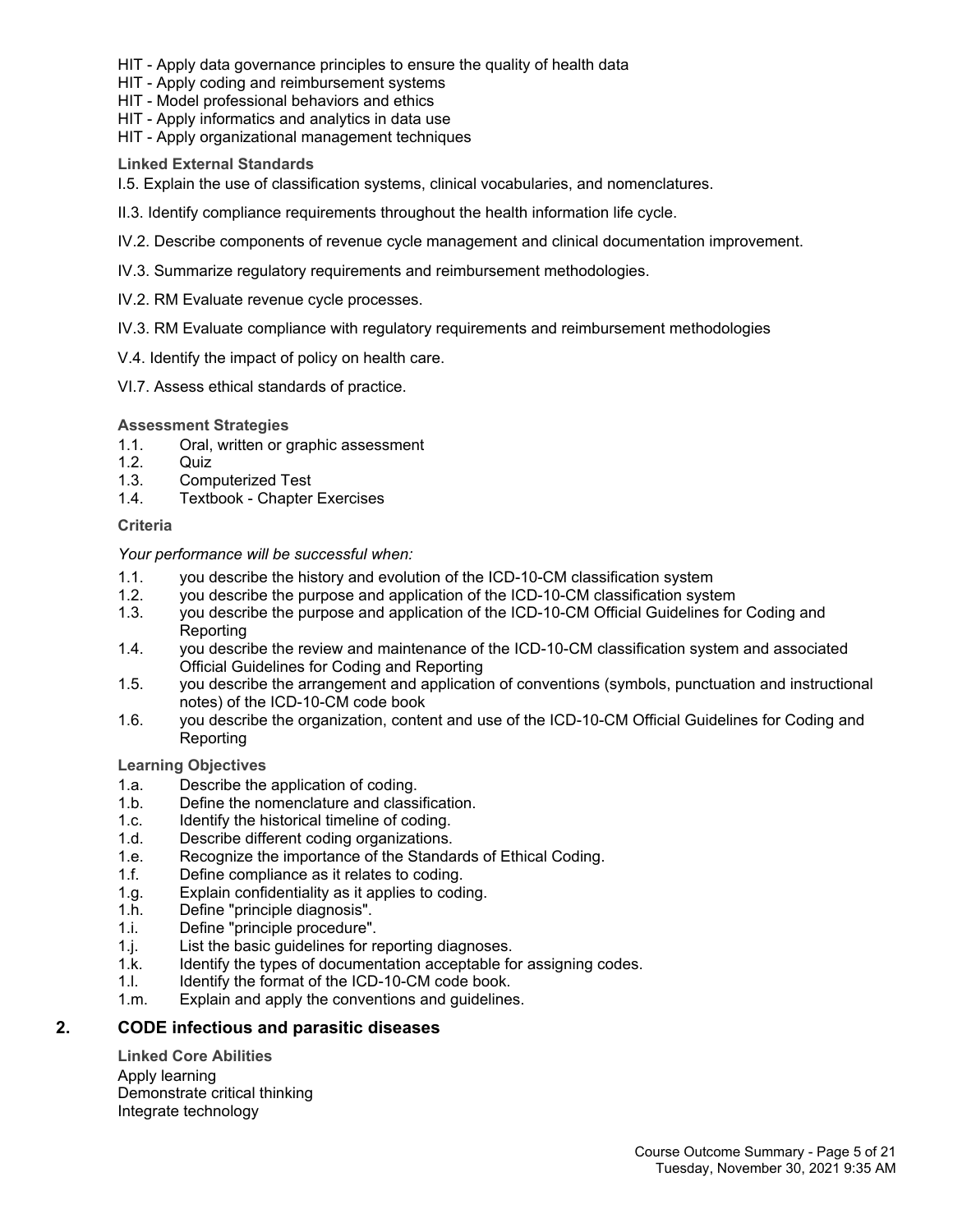HIT - Apply data governance principles to ensure the quality of health data
HIT - Apply coding and reimbursement systems
HIT - Model professional behaviors and ethics
HIT - Apply informatics and analytics in data use
HIT - Apply organizational management techniques

**Linked External Standards**

I.5. Explain the use of classification systems, clinical vocabularies, and nomenclatures.

II.3. Identify compliance requirements throughout the health information life cycle.

IV.2. Describe components of revenue cycle management and clinical documentation improvement.

IV.3. Summarize regulatory requirements and reimbursement methodologies.

IV.2. RM Evaluate revenue cycle processes.

IV.3. RM Evaluate compliance with regulatory requirements and reimbursement methodologies

V.4. Identify the impact of policy on health care.

VI.7. Assess ethical standards of practice.

**Assessment Strategies**

1.1. Oral, written or graphic assessment
1.2. Quiz
1.3. Computerized Test
1.4. Textbook - Chapter Exercises

**Criteria**

*Your performance will be successful when:*

1.1. you describe the history and evolution of the ICD-10-CM classification system
1.2. you describe the purpose and application of the ICD-10-CM classification system
1.3. you describe the purpose and application of the ICD-10-CM Official Guidelines for Coding and Reporting
1.4. you describe the review and maintenance of the ICD-10-CM classification system and associated Official Guidelines for Coding and Reporting
1.5. you describe the arrangement and application of conventions (symbols, punctuation and instructional notes) of the ICD-10-CM code book
1.6. you describe the organization, content and use of the ICD-10-CM Official Guidelines for Coding and Reporting

**Learning Objectives**

1.a. Describe the application of coding.
1.b. Define the nomenclature and classification.
1.c. Identify the historical timeline of coding.
1.d. Describe different coding organizations.
1.e. Recognize the importance of the Standards of Ethical Coding.
1.f. Define compliance as it relates to coding.
1.g. Explain confidentiality as it applies to coding.
1.h. Define "principle diagnosis".
1.i. Define "principle procedure".
1.j. List the basic guidelines for reporting diagnoses.
1.k. Identify the types of documentation acceptable for assigning codes.
1.l. Identify the format of the ICD-10-CM code book.
1.m. Explain and apply the conventions and guidelines.

## 2. CODE infectious and parasitic diseases

**Linked Core Abilities**

Apply learning
Demonstrate critical thinking
Integrate technology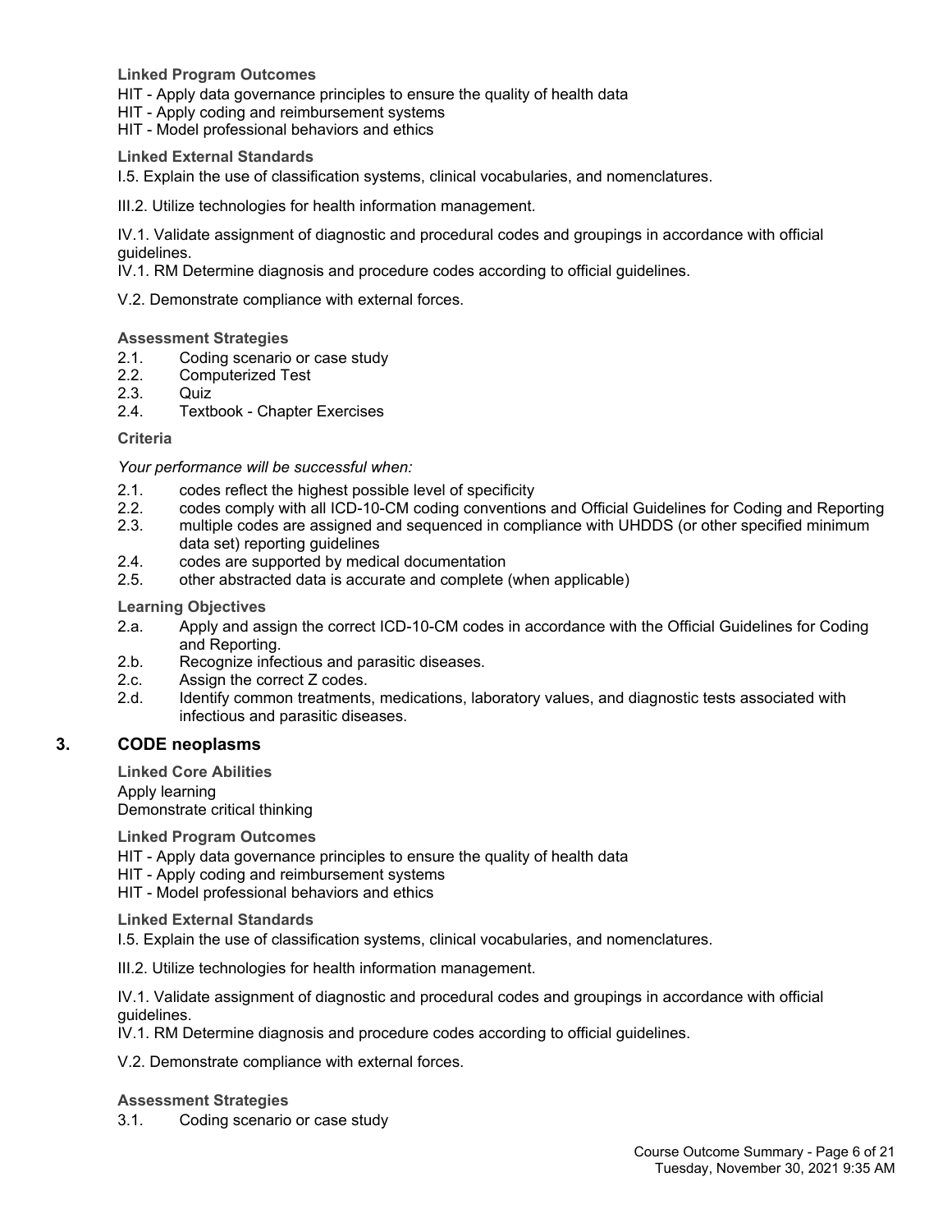**Linked Program Outcomes**

HIT - Apply data governance principles to ensure the quality of health data
HIT - Apply coding and reimbursement systems
HIT - Model professional behaviors and ethics

**Linked External Standards**

I.5. Explain the use of classification systems, clinical vocabularies, and nomenclatures.

III.2. Utilize technologies for health information management.

IV.1. Validate assignment of diagnostic and procedural codes and groupings in accordance with official guidelines.
IV.1. RM Determine diagnosis and procedure codes according to official guidelines.

V.2. Demonstrate compliance with external forces.

**Assessment Strategies**

2.1. Coding scenario or case study
2.2. Computerized Test
2.3. Quiz
2.4. Textbook - Chapter Exercises

**Criteria**

*Your performance will be successful when:*

2.1. codes reflect the highest possible level of specificity
2.2. codes comply with all ICD-10-CM coding conventions and Official Guidelines for Coding and Reporting
2.3. multiple codes are assigned and sequenced in compliance with UHDDS (or other specified minimum data set) reporting guidelines
2.4. codes are supported by medical documentation
2.5. other abstracted data is accurate and complete (when applicable)

**Learning Objectives**

2.a. Apply and assign the correct ICD-10-CM codes in accordance with the Official Guidelines for Coding and Reporting.
2.b. Recognize infectious and parasitic diseases.
2.c. Assign the correct Z codes.
2.d. Identify common treatments, medications, laboratory values, and diagnostic tests associated with infectious and parasitic diseases.

## 3. CODE neoplasms

**Linked Core Abilities**

Apply learning
Demonstrate critical thinking

**Linked Program Outcomes**

HIT - Apply data governance principles to ensure the quality of health data
HIT - Apply coding and reimbursement systems
HIT - Model professional behaviors and ethics

**Linked External Standards**

I.5. Explain the use of classification systems, clinical vocabularies, and nomenclatures.

III.2. Utilize technologies for health information management.

IV.1. Validate assignment of diagnostic and procedural codes and groupings in accordance with official guidelines.
IV.1. RM Determine diagnosis and procedure codes according to official guidelines.

V.2. Demonstrate compliance with external forces.

**Assessment Strategies**

3.1. Coding scenario or case study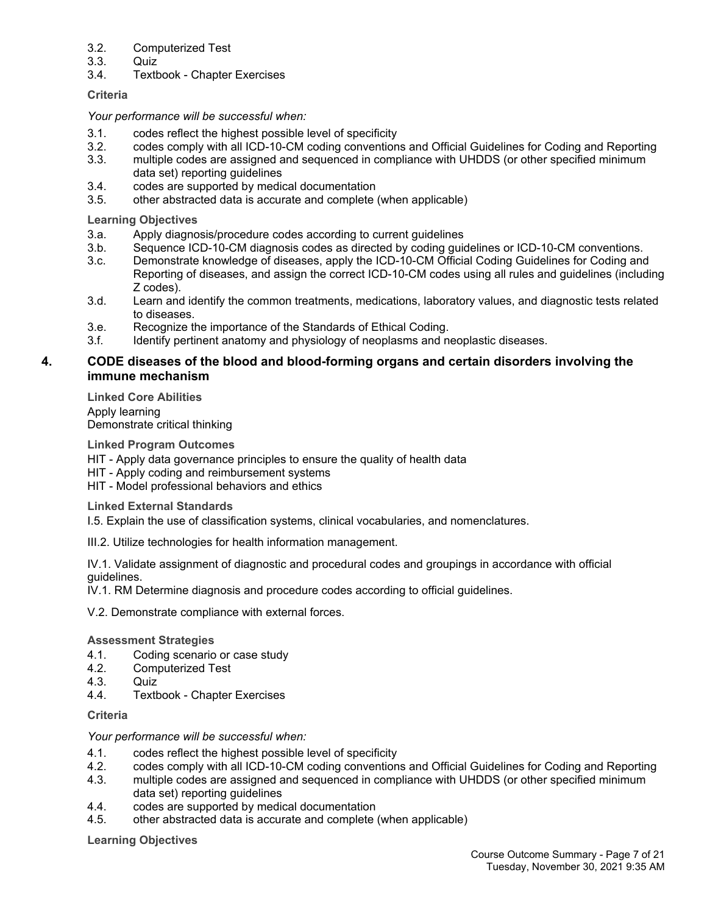3.2. Computerized Test
3.3. Quiz
3.4. Textbook - Chapter Exercises

**Criteria**

*Your performance will be successful when:*

3.1. codes reflect the highest possible level of specificity
3.2. codes comply with all ICD-10-CM coding conventions and Official Guidelines for Coding and Reporting
3.3. multiple codes are assigned and sequenced in compliance with UHDDS (or other specified minimum data set) reporting guidelines
3.4. codes are supported by medical documentation
3.5. other abstracted data is accurate and complete (when applicable)

**Learning Objectives**

3.a. Apply diagnosis/procedure codes according to current guidelines
3.b. Sequence ICD-10-CM diagnosis codes as directed by coding guidelines or ICD-10-CM conventions.
3.c. Demonstrate knowledge of diseases, apply the ICD-10-CM Official Coding Guidelines for Coding and Reporting of diseases, and assign the correct ICD-10-CM codes using all rules and guidelines (including Z codes).
3.d. Learn and identify the common treatments, medications, laboratory values, and diagnostic tests related to diseases.
3.e. Recognize the importance of the Standards of Ethical Coding.
3.f. Identify pertinent anatomy and physiology of neoplasms and neoplastic diseases.

## 4. CODE diseases of the blood and blood-forming organs and certain disorders involving the immune mechanism

**Linked Core Abilities**

Apply learning
Demonstrate critical thinking

**Linked Program Outcomes**

HIT - Apply data governance principles to ensure the quality of health data
HIT - Apply coding and reimbursement systems
HIT - Model professional behaviors and ethics

**Linked External Standards**

I.5. Explain the use of classification systems, clinical vocabularies, and nomenclatures.

III.2. Utilize technologies for health information management.

IV.1. Validate assignment of diagnostic and procedural codes and groupings in accordance with official guidelines.
IV.1. RM Determine diagnosis and procedure codes according to official guidelines.

V.2. Demonstrate compliance with external forces.

**Assessment Strategies**

4.1. Coding scenario or case study
4.2. Computerized Test
4.3. Quiz
4.4. Textbook - Chapter Exercises

**Criteria**

*Your performance will be successful when:*

4.1. codes reflect the highest possible level of specificity
4.2. codes comply with all ICD-10-CM coding conventions and Official Guidelines for Coding and Reporting
4.3. multiple codes are assigned and sequenced in compliance with UHDDS (or other specified minimum data set) reporting guidelines
4.4. codes are supported by medical documentation
4.5. other abstracted data is accurate and complete (when applicable)

**Learning Objectives**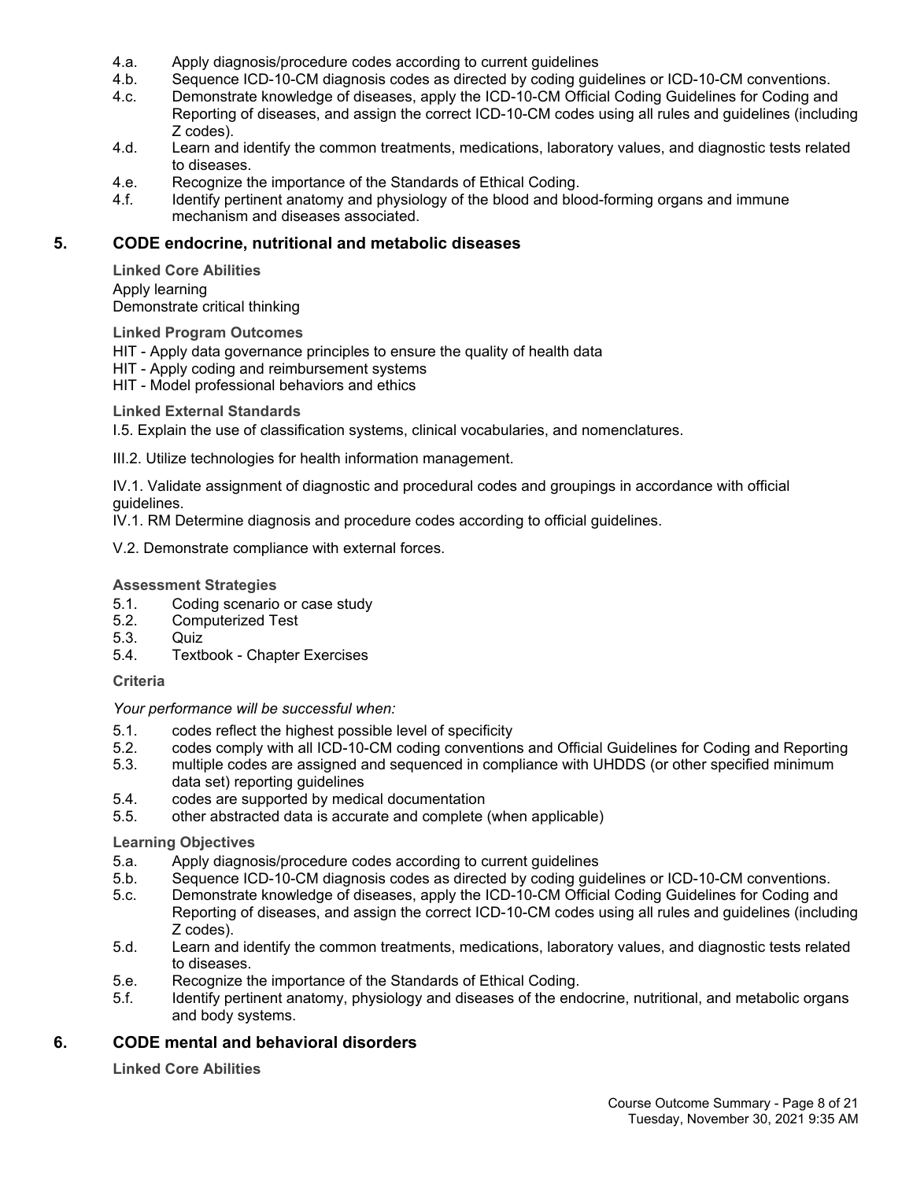4.a. Apply diagnosis/procedure codes according to current guidelines
4.b. Sequence ICD-10-CM diagnosis codes as directed by coding guidelines or ICD-10-CM conventions.
4.c. Demonstrate knowledge of diseases, apply the ICD-10-CM Official Coding Guidelines for Coding and Reporting of diseases, and assign the correct ICD-10-CM codes using all rules and guidelines (including Z codes).
4.d. Learn and identify the common treatments, medications, laboratory values, and diagnostic tests related to diseases.
4.e. Recognize the importance of the Standards of Ethical Coding.
4.f. Identify pertinent anatomy and physiology of the blood and blood-forming organs and immune mechanism and diseases associated.

## 5. CODE endocrine, nutritional and metabolic diseases

**Linked Core Abilities**

Apply learning
Demonstrate critical thinking

**Linked Program Outcomes**

HIT - Apply data governance principles to ensure the quality of health data
HIT - Apply coding and reimbursement systems
HIT - Model professional behaviors and ethics

**Linked External Standards**

I.5. Explain the use of classification systems, clinical vocabularies, and nomenclatures.

III.2. Utilize technologies for health information management.

IV.1. Validate assignment of diagnostic and procedural codes and groupings in accordance with official guidelines.
IV.1. RM Determine diagnosis and procedure codes according to official guidelines.

V.2. Demonstrate compliance with external forces.

**Assessment Strategies**

5.1. Coding scenario or case study
5.2. Computerized Test
5.3. Quiz
5.4. Textbook - Chapter Exercises

**Criteria**

*Your performance will be successful when:*

5.1. codes reflect the highest possible level of specificity
5.2. codes comply with all ICD-10-CM coding conventions and Official Guidelines for Coding and Reporting
5.3. multiple codes are assigned and sequenced in compliance with UHDDS (or other specified minimum data set) reporting guidelines
5.4. codes are supported by medical documentation
5.5. other abstracted data is accurate and complete (when applicable)

**Learning Objectives**

5.a. Apply diagnosis/procedure codes according to current guidelines
5.b. Sequence ICD-10-CM diagnosis codes as directed by coding guidelines or ICD-10-CM conventions.
5.c. Demonstrate knowledge of diseases, apply the ICD-10-CM Official Coding Guidelines for Coding and Reporting of diseases, and assign the correct ICD-10-CM codes using all rules and guidelines (including Z codes).
5.d. Learn and identify the common treatments, medications, laboratory values, and diagnostic tests related to diseases.
5.e. Recognize the importance of the Standards of Ethical Coding.
5.f. Identify pertinent anatomy, physiology and diseases of the endocrine, nutritional, and metabolic organs and body systems.

## 6. CODE mental and behavioral disorders

**Linked Core Abilities**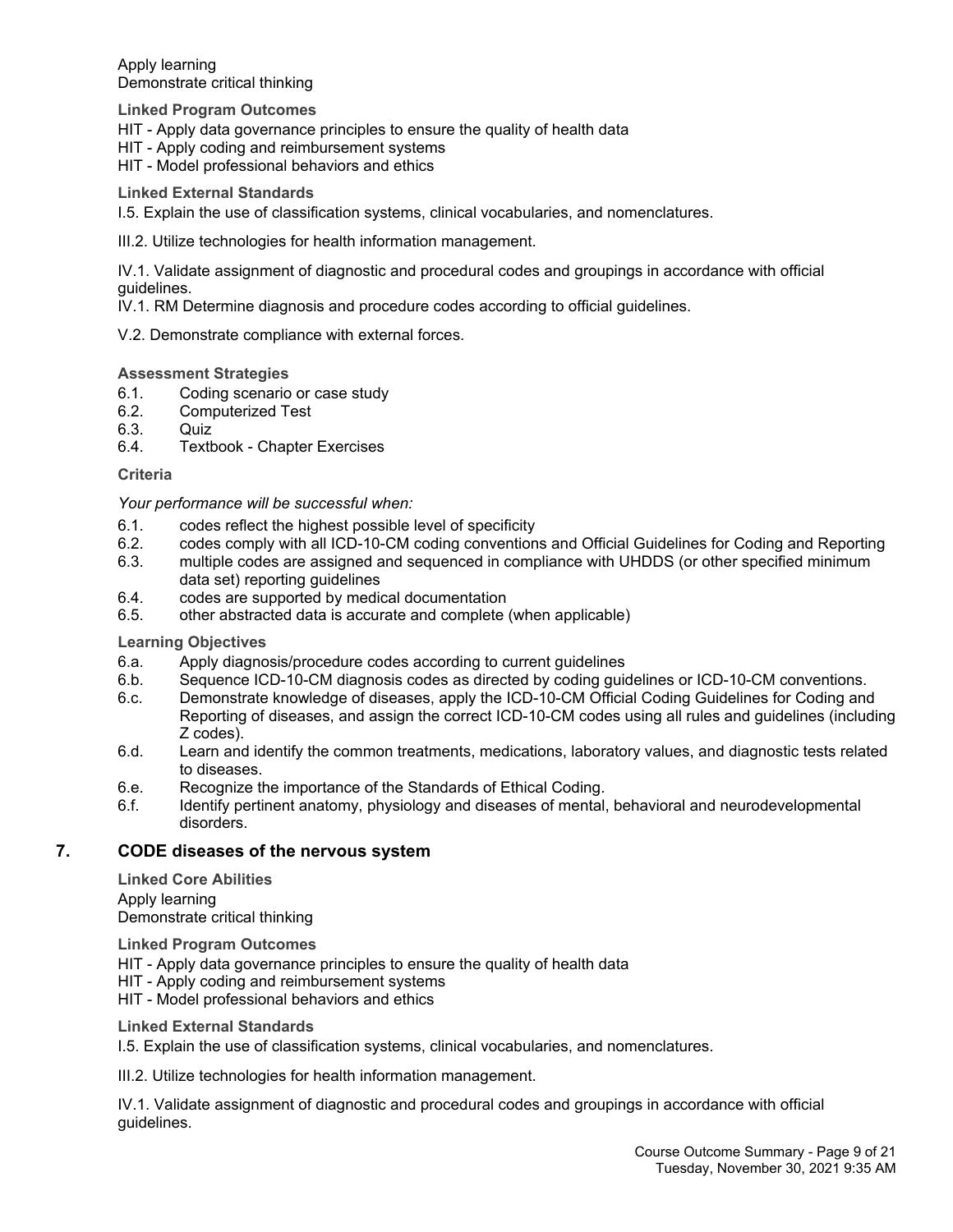Apply learning
Demonstrate critical thinking

**Linked Program Outcomes**

HIT - Apply data governance principles to ensure the quality of health data
HIT - Apply coding and reimbursement systems
HIT - Model professional behaviors and ethics

**Linked External Standards**

I.5. Explain the use of classification systems, clinical vocabularies, and nomenclatures.

III.2. Utilize technologies for health information management.

IV.1. Validate assignment of diagnostic and procedural codes and groupings in accordance with official guidelines.
IV.1. RM Determine diagnosis and procedure codes according to official guidelines.

V.2. Demonstrate compliance with external forces.

**Assessment Strategies**

6.1. Coding scenario or case study
6.2. Computerized Test
6.3. Quiz
6.4. Textbook - Chapter Exercises

**Criteria**

*Your performance will be successful when:*

6.1. codes reflect the highest possible level of specificity
6.2. codes comply with all ICD-10-CM coding conventions and Official Guidelines for Coding and Reporting
6.3. multiple codes are assigned and sequenced in compliance with UHDDS (or other specified minimum data set) reporting guidelines
6.4. codes are supported by medical documentation
6.5. other abstracted data is accurate and complete (when applicable)

**Learning Objectives**

6.a. Apply diagnosis/procedure codes according to current guidelines
6.b. Sequence ICD-10-CM diagnosis codes as directed by coding guidelines or ICD-10-CM conventions.
6.c. Demonstrate knowledge of diseases, apply the ICD-10-CM Official Coding Guidelines for Coding and Reporting of diseases, and assign the correct ICD-10-CM codes using all rules and guidelines (including Z codes).
6.d. Learn and identify the common treatments, medications, laboratory values, and diagnostic tests related to diseases.
6.e. Recognize the importance of the Standards of Ethical Coding.
6.f. Identify pertinent anatomy, physiology and diseases of mental, behavioral and neurodevelopmental disorders.

## 7. CODE diseases of the nervous system

**Linked Core Abilities**

Apply learning
Demonstrate critical thinking

**Linked Program Outcomes**

HIT - Apply data governance principles to ensure the quality of health data
HIT - Apply coding and reimbursement systems
HIT - Model professional behaviors and ethics

**Linked External Standards**

I.5. Explain the use of classification systems, clinical vocabularies, and nomenclatures.

III.2. Utilize technologies for health information management.

IV.1. Validate assignment of diagnostic and procedural codes and groupings in accordance with official guidelines.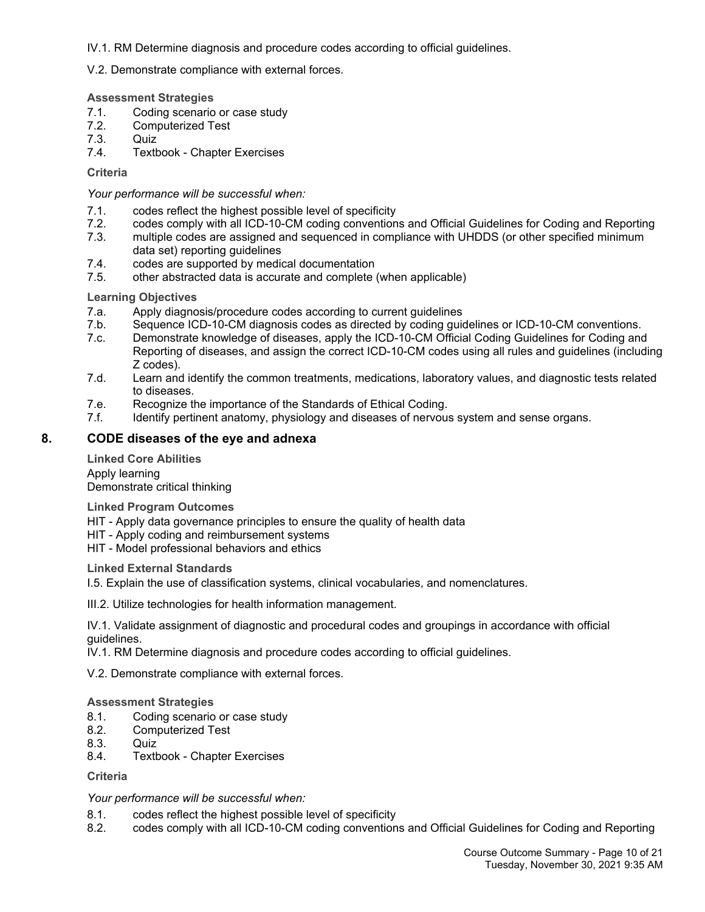IV.1. RM Determine diagnosis and procedure codes according to official guidelines.

V.2. Demonstrate compliance with external forces.

**Assessment Strategies**

7.1. Coding scenario or case study
7.2. Computerized Test
7.3. Quiz
7.4. Textbook - Chapter Exercises

**Criteria**

*Your performance will be successful when:*

7.1. codes reflect the highest possible level of specificity
7.2. codes comply with all ICD-10-CM coding conventions and Official Guidelines for Coding and Reporting
7.3. multiple codes are assigned and sequenced in compliance with UHDDS (or other specified minimum data set) reporting guidelines
7.4. codes are supported by medical documentation
7.5. other abstracted data is accurate and complete (when applicable)

**Learning Objectives**

7.a. Apply diagnosis/procedure codes according to current guidelines
7.b. Sequence ICD-10-CM diagnosis codes as directed by coding guidelines or ICD-10-CM conventions.
7.c. Demonstrate knowledge of diseases, apply the ICD-10-CM Official Coding Guidelines for Coding and Reporting of diseases, and assign the correct ICD-10-CM codes using all rules and guidelines (including Z codes).
7.d. Learn and identify the common treatments, medications, laboratory values, and diagnostic tests related to diseases.
7.e. Recognize the importance of the Standards of Ethical Coding.
7.f. Identify pertinent anatomy, physiology and diseases of nervous system and sense organs.

## 8. CODE diseases of the eye and adnexa

**Linked Core Abilities**

Apply learning
Demonstrate critical thinking

**Linked Program Outcomes**

HIT - Apply data governance principles to ensure the quality of health data
HIT - Apply coding and reimbursement systems
HIT - Model professional behaviors and ethics

**Linked External Standards**

I.5. Explain the use of classification systems, clinical vocabularies, and nomenclatures.

III.2. Utilize technologies for health information management.

IV.1. Validate assignment of diagnostic and procedural codes and groupings in accordance with official guidelines.
IV.1. RM Determine diagnosis and procedure codes according to official guidelines.

V.2. Demonstrate compliance with external forces.

**Assessment Strategies**

8.1. Coding scenario or case study
8.2. Computerized Test
8.3. Quiz
8.4. Textbook - Chapter Exercises

**Criteria**

*Your performance will be successful when:*

8.1. codes reflect the highest possible level of specificity
8.2. codes comply with all ICD-10-CM coding conventions and Official Guidelines for Coding and Reporting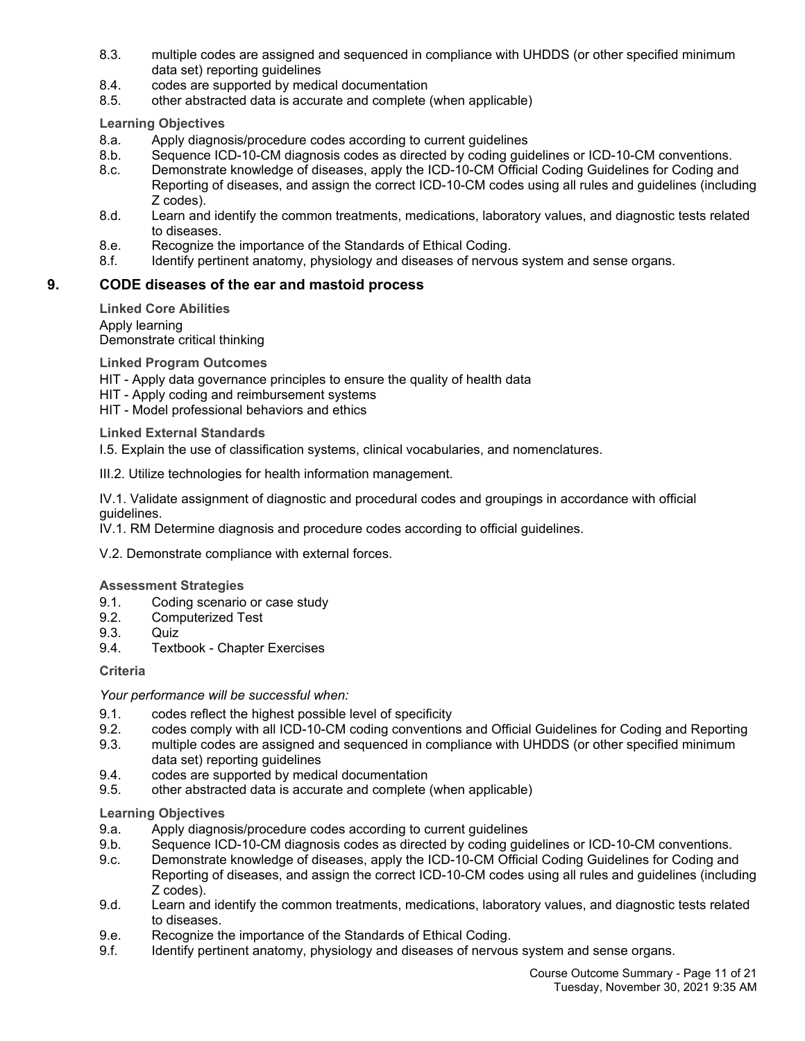8.3. multiple codes are assigned and sequenced in compliance with UHDDS (or other specified minimum data set) reporting guidelines
8.4. codes are supported by medical documentation
8.5. other abstracted data is accurate and complete (when applicable)

**Learning Objectives**

8.a. Apply diagnosis/procedure codes according to current guidelines
8.b. Sequence ICD-10-CM diagnosis codes as directed by coding guidelines or ICD-10-CM conventions.
8.c. Demonstrate knowledge of diseases, apply the ICD-10-CM Official Coding Guidelines for Coding and Reporting of diseases, and assign the correct ICD-10-CM codes using all rules and guidelines (including Z codes).
8.d. Learn and identify the common treatments, medications, laboratory values, and diagnostic tests related to diseases.
8.e. Recognize the importance of the Standards of Ethical Coding.
8.f. Identify pertinent anatomy, physiology and diseases of nervous system and sense organs.

## 9. CODE diseases of the ear and mastoid process

**Linked Core Abilities**

Apply learning
Demonstrate critical thinking

**Linked Program Outcomes**

HIT - Apply data governance principles to ensure the quality of health data
HIT - Apply coding and reimbursement systems
HIT - Model professional behaviors and ethics

**Linked External Standards**

I.5. Explain the use of classification systems, clinical vocabularies, and nomenclatures.

III.2. Utilize technologies for health information management.

IV.1. Validate assignment of diagnostic and procedural codes and groupings in accordance with official guidelines.
IV.1. RM Determine diagnosis and procedure codes according to official guidelines.

V.2. Demonstrate compliance with external forces.

**Assessment Strategies**

9.1. Coding scenario or case study
9.2. Computerized Test
9.3. Quiz
9.4. Textbook - Chapter Exercises

**Criteria**

*Your performance will be successful when:*

9.1. codes reflect the highest possible level of specificity
9.2. codes comply with all ICD-10-CM coding conventions and Official Guidelines for Coding and Reporting
9.3. multiple codes are assigned and sequenced in compliance with UHDDS (or other specified minimum data set) reporting guidelines
9.4. codes are supported by medical documentation
9.5. other abstracted data is accurate and complete (when applicable)

**Learning Objectives**

9.a. Apply diagnosis/procedure codes according to current guidelines
9.b. Sequence ICD-10-CM diagnosis codes as directed by coding guidelines or ICD-10-CM conventions.
9.c. Demonstrate knowledge of diseases, apply the ICD-10-CM Official Coding Guidelines for Coding and Reporting of diseases, and assign the correct ICD-10-CM codes using all rules and guidelines (including Z codes).
9.d. Learn and identify the common treatments, medications, laboratory values, and diagnostic tests related to diseases.
9.e. Recognize the importance of the Standards of Ethical Coding.
9.f. Identify pertinent anatomy, physiology and diseases of nervous system and sense organs.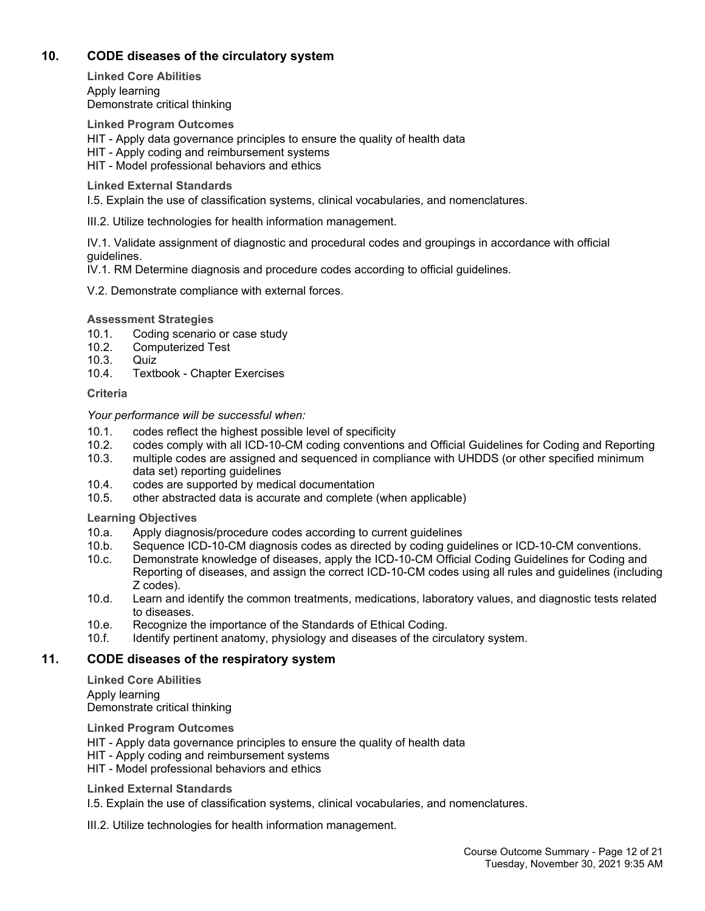## 10. CODE diseases of the circulatory system

**Linked Core Abilities**

Apply learning
Demonstrate critical thinking

**Linked Program Outcomes**

HIT - Apply data governance principles to ensure the quality of health data
HIT - Apply coding and reimbursement systems
HIT - Model professional behaviors and ethics

**Linked External Standards**

I.5. Explain the use of classification systems, clinical vocabularies, and nomenclatures.

III.2. Utilize technologies for health information management.

IV.1. Validate assignment of diagnostic and procedural codes and groupings in accordance with official guidelines.
IV.1. RM Determine diagnosis and procedure codes according to official guidelines.

V.2. Demonstrate compliance with external forces.

**Assessment Strategies**

10.1. Coding scenario or case study
10.2. Computerized Test
10.3. Quiz
10.4. Textbook - Chapter Exercises

**Criteria**

*Your performance will be successful when:*

10.1. codes reflect the highest possible level of specificity
10.2. codes comply with all ICD-10-CM coding conventions and Official Guidelines for Coding and Reporting
10.3. multiple codes are assigned and sequenced in compliance with UHDDS (or other specified minimum data set) reporting guidelines
10.4. codes are supported by medical documentation
10.5. other abstracted data is accurate and complete (when applicable)

**Learning Objectives**

10.a. Apply diagnosis/procedure codes according to current guidelines
10.b. Sequence ICD-10-CM diagnosis codes as directed by coding guidelines or ICD-10-CM conventions.
10.c. Demonstrate knowledge of diseases, apply the ICD-10-CM Official Coding Guidelines for Coding and Reporting of diseases, and assign the correct ICD-10-CM codes using all rules and guidelines (including Z codes).
10.d. Learn and identify the common treatments, medications, laboratory values, and diagnostic tests related to diseases.
10.e. Recognize the importance of the Standards of Ethical Coding.
10.f. Identify pertinent anatomy, physiology and diseases of the circulatory system.

## 11. CODE diseases of the respiratory system

**Linked Core Abilities**

Apply learning
Demonstrate critical thinking

**Linked Program Outcomes**

HIT - Apply data governance principles to ensure the quality of health data
HIT - Apply coding and reimbursement systems
HIT - Model professional behaviors and ethics

**Linked External Standards**

I.5. Explain the use of classification systems, clinical vocabularies, and nomenclatures.

III.2. Utilize technologies for health information management.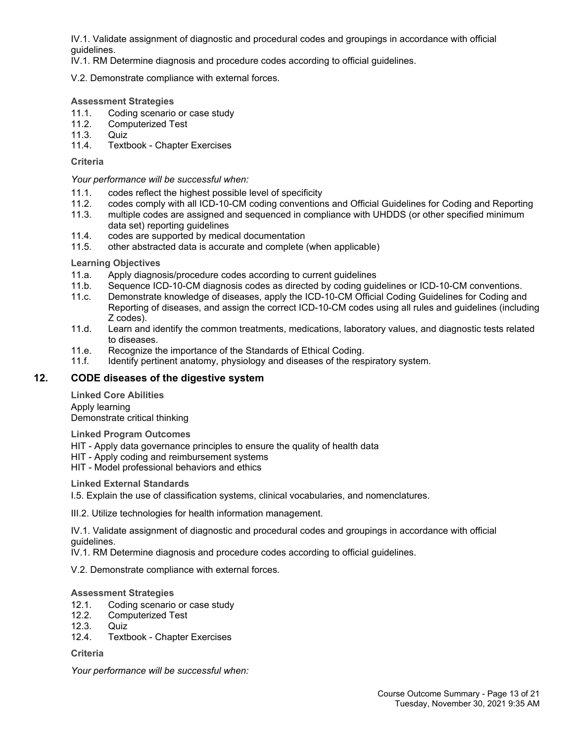IV.1. Validate assignment of diagnostic and procedural codes and groupings in accordance with official guidelines.

IV.1. RM Determine diagnosis and procedure codes according to official guidelines.

V.2. Demonstrate compliance with external forces.

**Assessment Strategies**

11.1. Coding scenario or case study
11.2. Computerized Test
11.3. Quiz
11.4. Textbook - Chapter Exercises

**Criteria**

*Your performance will be successful when:*

11.1. codes reflect the highest possible level of specificity
11.2. codes comply with all ICD-10-CM coding conventions and Official Guidelines for Coding and Reporting
11.3. multiple codes are assigned and sequenced in compliance with UHDDS (or other specified minimum data set) reporting guidelines
11.4. codes are supported by medical documentation
11.5. other abstracted data is accurate and complete (when applicable)

**Learning Objectives**

11.a. Apply diagnosis/procedure codes according to current guidelines
11.b. Sequence ICD-10-CM diagnosis codes as directed by coding guidelines or ICD-10-CM conventions.
11.c. Demonstrate knowledge of diseases, apply the ICD-10-CM Official Coding Guidelines for Coding and Reporting of diseases, and assign the correct ICD-10-CM codes using all rules and guidelines (including Z codes).
11.d. Learn and identify the common treatments, medications, laboratory values, and diagnostic tests related to diseases.
11.e. Recognize the importance of the Standards of Ethical Coding.
11.f. Identify pertinent anatomy, physiology and diseases of the respiratory system.

## 12. CODE diseases of the digestive system

**Linked Core Abilities**

Apply learning
Demonstrate critical thinking

**Linked Program Outcomes**

HIT - Apply data governance principles to ensure the quality of health data
HIT - Apply coding and reimbursement systems
HIT - Model professional behaviors and ethics

**Linked External Standards**

I.5. Explain the use of classification systems, clinical vocabularies, and nomenclatures.

III.2. Utilize technologies for health information management.

IV.1. Validate assignment of diagnostic and procedural codes and groupings in accordance with official guidelines.

IV.1. RM Determine diagnosis and procedure codes according to official guidelines.

V.2. Demonstrate compliance with external forces.

**Assessment Strategies**

12.1. Coding scenario or case study
12.2. Computerized Test
12.3. Quiz
12.4. Textbook - Chapter Exercises

**Criteria**

*Your performance will be successful when:*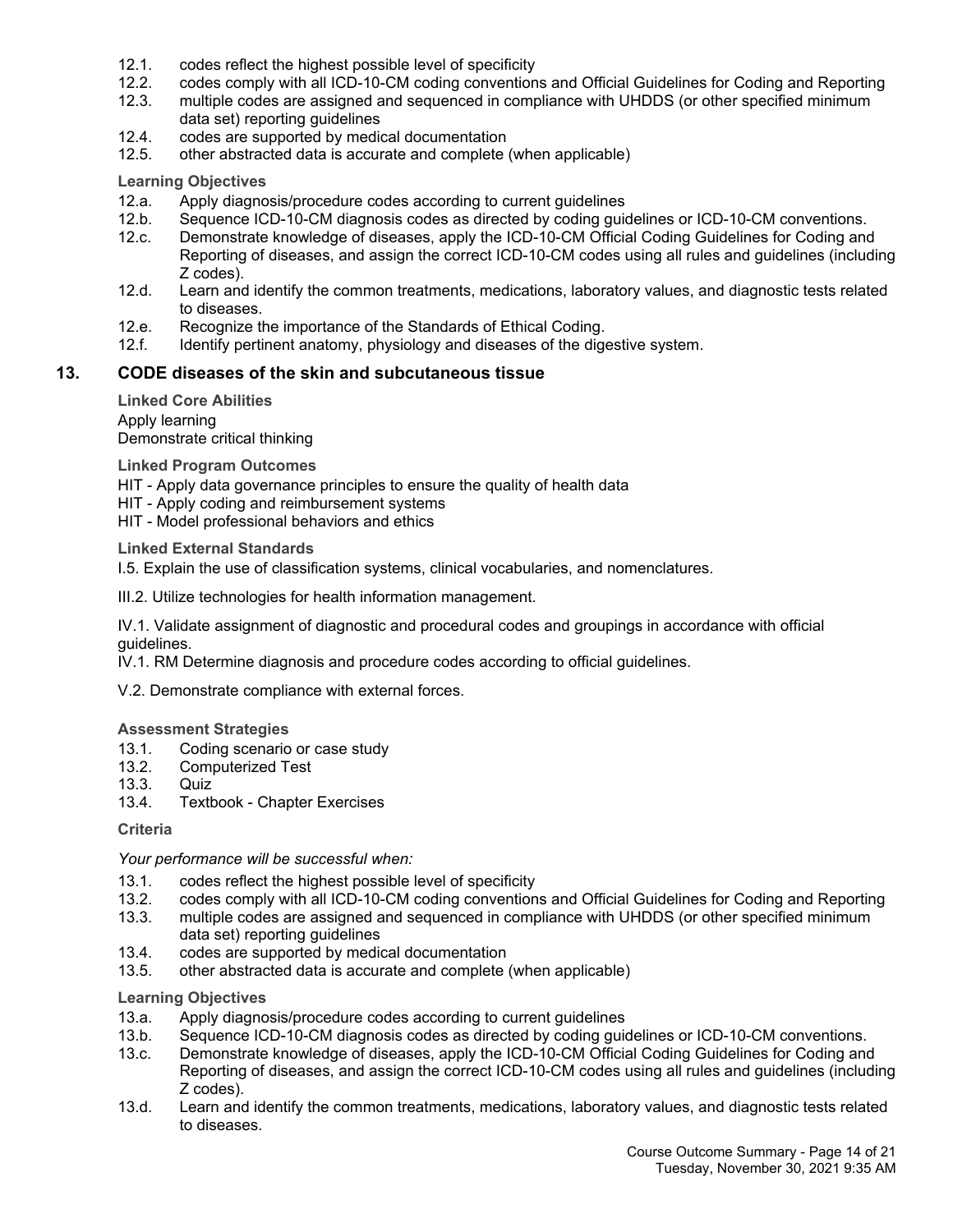12.1. codes reflect the highest possible level of specificity
12.2. codes comply with all ICD-10-CM coding conventions and Official Guidelines for Coding and Reporting
12.3. multiple codes are assigned and sequenced in compliance with UHDDS (or other specified minimum data set) reporting guidelines
12.4. codes are supported by medical documentation
12.5. other abstracted data is accurate and complete (when applicable)

**Learning Objectives**

12.a. Apply diagnosis/procedure codes according to current guidelines
12.b. Sequence ICD-10-CM diagnosis codes as directed by coding guidelines or ICD-10-CM conventions.
12.c. Demonstrate knowledge of diseases, apply the ICD-10-CM Official Coding Guidelines for Coding and Reporting of diseases, and assign the correct ICD-10-CM codes using all rules and guidelines (including Z codes).
12.d. Learn and identify the common treatments, medications, laboratory values, and diagnostic tests related to diseases.
12.e. Recognize the importance of the Standards of Ethical Coding.
12.f. Identify pertinent anatomy, physiology and diseases of the digestive system.

## 13. CODE diseases of the skin and subcutaneous tissue

**Linked Core Abilities**

Apply learning
Demonstrate critical thinking

**Linked Program Outcomes**

HIT - Apply data governance principles to ensure the quality of health data
HIT - Apply coding and reimbursement systems
HIT - Model professional behaviors and ethics

**Linked External Standards**

I.5. Explain the use of classification systems, clinical vocabularies, and nomenclatures.

III.2. Utilize technologies for health information management.

IV.1. Validate assignment of diagnostic and procedural codes and groupings in accordance with official guidelines.
IV.1. RM Determine diagnosis and procedure codes according to official guidelines.

V.2. Demonstrate compliance with external forces.

**Assessment Strategies**

13.1. Coding scenario or case study
13.2. Computerized Test
13.3. Quiz
13.4. Textbook - Chapter Exercises

**Criteria**

*Your performance will be successful when:*

13.1. codes reflect the highest possible level of specificity
13.2. codes comply with all ICD-10-CM coding conventions and Official Guidelines for Coding and Reporting
13.3. multiple codes are assigned and sequenced in compliance with UHDDS (or other specified minimum data set) reporting guidelines
13.4. codes are supported by medical documentation
13.5. other abstracted data is accurate and complete (when applicable)

**Learning Objectives**

13.a. Apply diagnosis/procedure codes according to current guidelines
13.b. Sequence ICD-10-CM diagnosis codes as directed by coding guidelines or ICD-10-CM conventions.
13.c. Demonstrate knowledge of diseases, apply the ICD-10-CM Official Coding Guidelines for Coding and Reporting of diseases, and assign the correct ICD-10-CM codes using all rules and guidelines (including Z codes).
13.d. Learn and identify the common treatments, medications, laboratory values, and diagnostic tests related to diseases.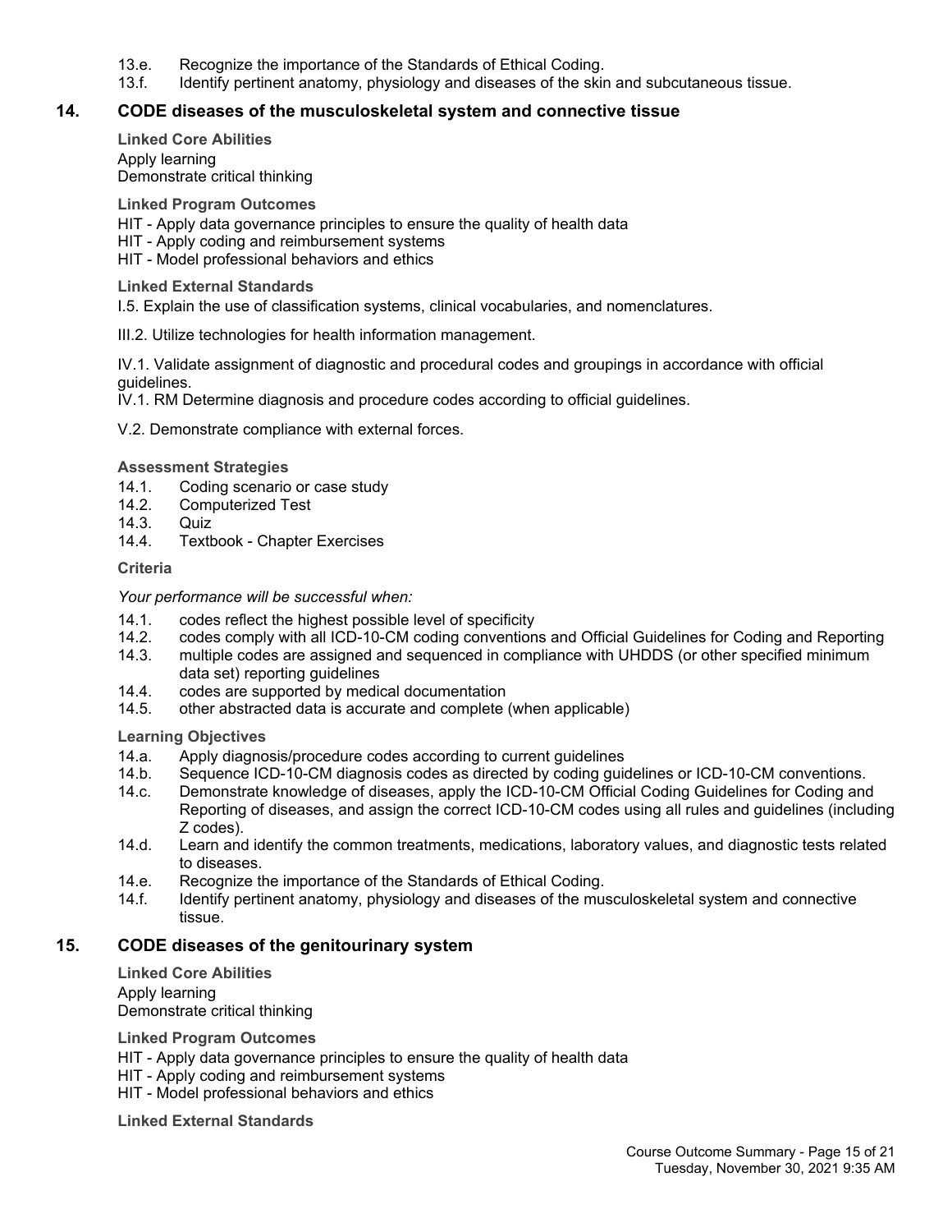13.e. Recognize the importance of the Standards of Ethical Coding.
13.f. Identify pertinent anatomy, physiology and diseases of the skin and subcutaneous tissue.

## 14. CODE diseases of the musculoskeletal system and connective tissue

**Linked Core Abilities**

Apply learning
Demonstrate critical thinking

**Linked Program Outcomes**

HIT - Apply data governance principles to ensure the quality of health data
HIT - Apply coding and reimbursement systems
HIT - Model professional behaviors and ethics

**Linked External Standards**

I.5. Explain the use of classification systems, clinical vocabularies, and nomenclatures.

III.2. Utilize technologies for health information management.

IV.1. Validate assignment of diagnostic and procedural codes and groupings in accordance with official guidelines.
IV.1. RM Determine diagnosis and procedure codes according to official guidelines.

V.2. Demonstrate compliance with external forces.

**Assessment Strategies**

14.1. Coding scenario or case study
14.2. Computerized Test
14.3. Quiz
14.4. Textbook - Chapter Exercises

**Criteria**

*Your performance will be successful when:*

14.1. codes reflect the highest possible level of specificity
14.2. codes comply with all ICD-10-CM coding conventions and Official Guidelines for Coding and Reporting
14.3. multiple codes are assigned and sequenced in compliance with UHDDS (or other specified minimum data set) reporting guidelines
14.4. codes are supported by medical documentation
14.5. other abstracted data is accurate and complete (when applicable)

**Learning Objectives**

14.a. Apply diagnosis/procedure codes according to current guidelines
14.b. Sequence ICD-10-CM diagnosis codes as directed by coding guidelines or ICD-10-CM conventions.
14.c. Demonstrate knowledge of diseases, apply the ICD-10-CM Official Coding Guidelines for Coding and Reporting of diseases, and assign the correct ICD-10-CM codes using all rules and guidelines (including Z codes).
14.d. Learn and identify the common treatments, medications, laboratory values, and diagnostic tests related to diseases.
14.e. Recognize the importance of the Standards of Ethical Coding.
14.f. Identify pertinent anatomy, physiology and diseases of the musculoskeletal system and connective tissue.

## 15. CODE diseases of the genitourinary system

**Linked Core Abilities**

Apply learning
Demonstrate critical thinking

**Linked Program Outcomes**

HIT - Apply data governance principles to ensure the quality of health data
HIT - Apply coding and reimbursement systems
HIT - Model professional behaviors and ethics

**Linked External Standards**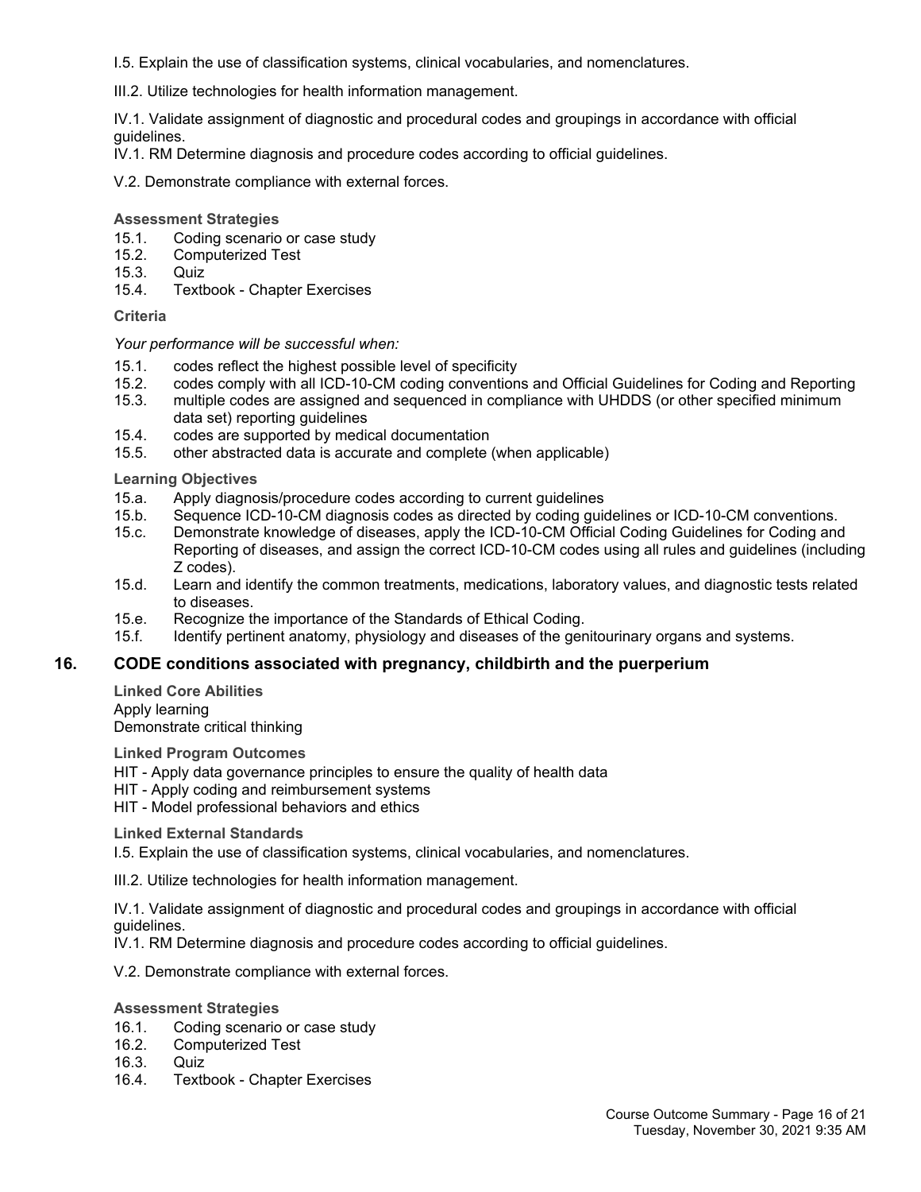I.5. Explain the use of classification systems, clinical vocabularies, and nomenclatures.

III.2. Utilize technologies for health information management.

IV.1. Validate assignment of diagnostic and procedural codes and groupings in accordance with official guidelines.
IV.1. RM Determine diagnosis and procedure codes according to official guidelines.

V.2. Demonstrate compliance with external forces.

**Assessment Strategies**

15.1. Coding scenario or case study
15.2. Computerized Test
15.3. Quiz
15.4. Textbook - Chapter Exercises

**Criteria**

*Your performance will be successful when:*

15.1. codes reflect the highest possible level of specificity
15.2. codes comply with all ICD-10-CM coding conventions and Official Guidelines for Coding and Reporting
15.3. multiple codes are assigned and sequenced in compliance with UHDDS (or other specified minimum data set) reporting guidelines
15.4. codes are supported by medical documentation
15.5. other abstracted data is accurate and complete (when applicable)

**Learning Objectives**

15.a. Apply diagnosis/procedure codes according to current guidelines
15.b. Sequence ICD-10-CM diagnosis codes as directed by coding guidelines or ICD-10-CM conventions.
15.c. Demonstrate knowledge of diseases, apply the ICD-10-CM Official Coding Guidelines for Coding and Reporting of diseases, and assign the correct ICD-10-CM codes using all rules and guidelines (including Z codes).
15.d. Learn and identify the common treatments, medications, laboratory values, and diagnostic tests related to diseases.
15.e. Recognize the importance of the Standards of Ethical Coding.
15.f. Identify pertinent anatomy, physiology and diseases of the genitourinary organs and systems.

## 16. CODE conditions associated with pregnancy, childbirth and the puerperium

**Linked Core Abilities**

Apply learning
Demonstrate critical thinking

**Linked Program Outcomes**

HIT - Apply data governance principles to ensure the quality of health data
HIT - Apply coding and reimbursement systems
HIT - Model professional behaviors and ethics

**Linked External Standards**

I.5. Explain the use of classification systems, clinical vocabularies, and nomenclatures.

III.2. Utilize technologies for health information management.

IV.1. Validate assignment of diagnostic and procedural codes and groupings in accordance with official guidelines.
IV.1. RM Determine diagnosis and procedure codes according to official guidelines.

V.2. Demonstrate compliance with external forces.

**Assessment Strategies**

16.1. Coding scenario or case study
16.2. Computerized Test
16.3. Quiz
16.4. Textbook - Chapter Exercises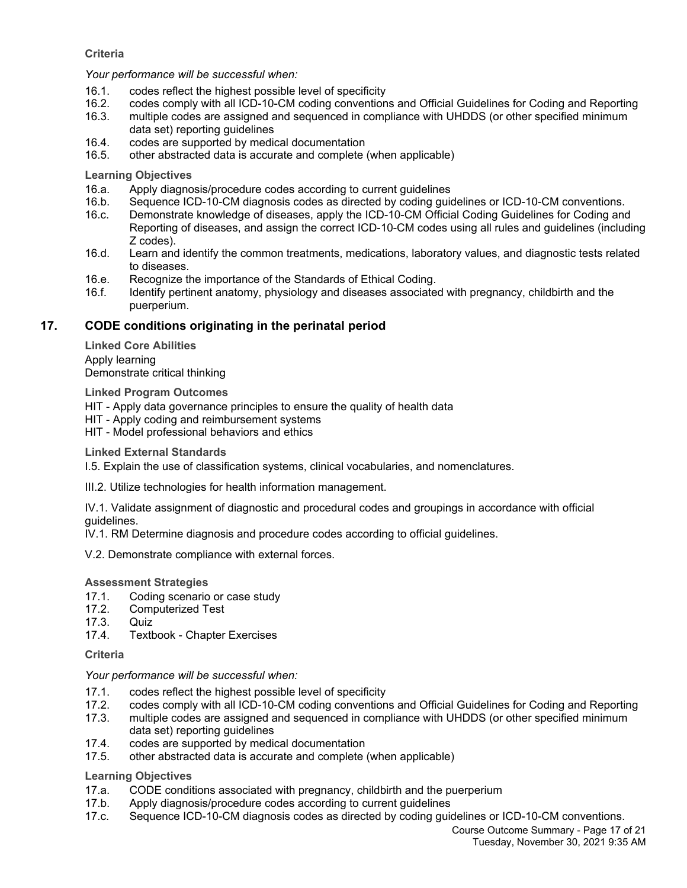**Criteria**

*Your performance will be successful when:*

16.1. codes reflect the highest possible level of specificity
16.2. codes comply with all ICD-10-CM coding conventions and Official Guidelines for Coding and Reporting
16.3. multiple codes are assigned and sequenced in compliance with UHDDS (or other specified minimum data set) reporting guidelines
16.4. codes are supported by medical documentation
16.5. other abstracted data is accurate and complete (when applicable)

**Learning Objectives**

16.a. Apply diagnosis/procedure codes according to current guidelines
16.b. Sequence ICD-10-CM diagnosis codes as directed by coding guidelines or ICD-10-CM conventions.
16.c. Demonstrate knowledge of diseases, apply the ICD-10-CM Official Coding Guidelines for Coding and Reporting of diseases, and assign the correct ICD-10-CM codes using all rules and guidelines (including Z codes).
16.d. Learn and identify the common treatments, medications, laboratory values, and diagnostic tests related to diseases.
16.e. Recognize the importance of the Standards of Ethical Coding.
16.f. Identify pertinent anatomy, physiology and diseases associated with pregnancy, childbirth and the puerperium.

## 17. CODE conditions originating in the perinatal period

**Linked Core Abilities**

Apply learning
Demonstrate critical thinking

**Linked Program Outcomes**

HIT - Apply data governance principles to ensure the quality of health data
HIT - Apply coding and reimbursement systems
HIT - Model professional behaviors and ethics

**Linked External Standards**

I.5. Explain the use of classification systems, clinical vocabularies, and nomenclatures.

III.2. Utilize technologies for health information management.

IV.1. Validate assignment of diagnostic and procedural codes and groupings in accordance with official guidelines.
IV.1. RM Determine diagnosis and procedure codes according to official guidelines.

V.2. Demonstrate compliance with external forces.

**Assessment Strategies**

17.1. Coding scenario or case study
17.2. Computerized Test
17.3. Quiz
17.4. Textbook - Chapter Exercises

**Criteria**

*Your performance will be successful when:*

17.1. codes reflect the highest possible level of specificity
17.2. codes comply with all ICD-10-CM coding conventions and Official Guidelines for Coding and Reporting
17.3. multiple codes are assigned and sequenced in compliance with UHDDS (or other specified minimum data set) reporting guidelines
17.4. codes are supported by medical documentation
17.5. other abstracted data is accurate and complete (when applicable)

**Learning Objectives**

17.a. CODE conditions associated with pregnancy, childbirth and the puerperium
17.b. Apply diagnosis/procedure codes according to current guidelines
17.c. Sequence ICD-10-CM diagnosis codes as directed by coding guidelines or ICD-10-CM conventions.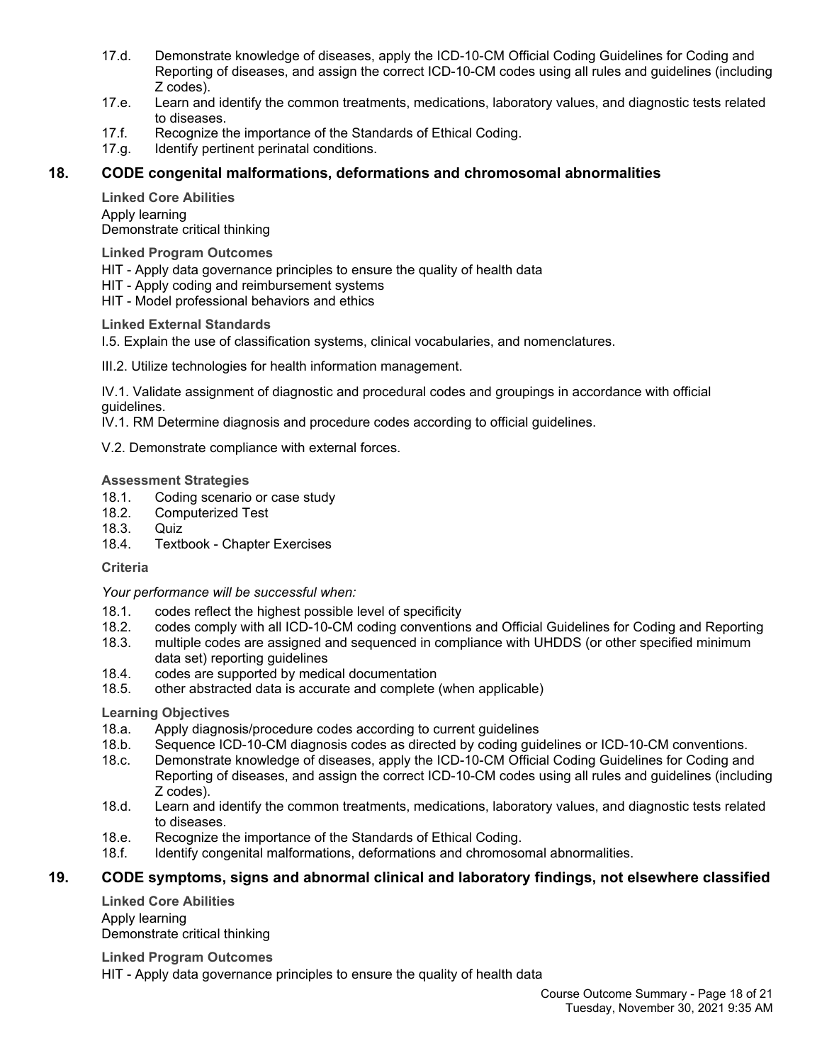17.d. Demonstrate knowledge of diseases, apply the ICD-10-CM Official Coding Guidelines for Coding and Reporting of diseases, and assign the correct ICD-10-CM codes using all rules and guidelines (including Z codes).
17.e. Learn and identify the common treatments, medications, laboratory values, and diagnostic tests related to diseases.
17.f. Recognize the importance of the Standards of Ethical Coding.
17.g. Identify pertinent perinatal conditions.

## 18. CODE congenital malformations, deformations and chromosomal abnormalities

**Linked Core Abilities**

Apply learning
Demonstrate critical thinking

**Linked Program Outcomes**

HIT - Apply data governance principles to ensure the quality of health data
HIT - Apply coding and reimbursement systems
HIT - Model professional behaviors and ethics

**Linked External Standards**

I.5. Explain the use of classification systems, clinical vocabularies, and nomenclatures.

III.2. Utilize technologies for health information management.

IV.1. Validate assignment of diagnostic and procedural codes and groupings in accordance with official guidelines.
IV.1. RM Determine diagnosis and procedure codes according to official guidelines.

V.2. Demonstrate compliance with external forces.

**Assessment Strategies**

18.1. Coding scenario or case study
18.2. Computerized Test
18.3. Quiz
18.4. Textbook - Chapter Exercises

**Criteria**

*Your performance will be successful when:*

18.1. codes reflect the highest possible level of specificity
18.2. codes comply with all ICD-10-CM coding conventions and Official Guidelines for Coding and Reporting
18.3. multiple codes are assigned and sequenced in compliance with UHDDS (or other specified minimum data set) reporting guidelines
18.4. codes are supported by medical documentation
18.5. other abstracted data is accurate and complete (when applicable)

**Learning Objectives**

18.a. Apply diagnosis/procedure codes according to current guidelines
18.b. Sequence ICD-10-CM diagnosis codes as directed by coding guidelines or ICD-10-CM conventions.
18.c. Demonstrate knowledge of diseases, apply the ICD-10-CM Official Coding Guidelines for Coding and Reporting of diseases, and assign the correct ICD-10-CM codes using all rules and guidelines (including Z codes).
18.d. Learn and identify the common treatments, medications, laboratory values, and diagnostic tests related to diseases.
18.e. Recognize the importance of the Standards of Ethical Coding.
18.f. Identify congenital malformations, deformations and chromosomal abnormalities.

## 19. CODE symptoms, signs and abnormal clinical and laboratory findings, not elsewhere classified

**Linked Core Abilities**

Apply learning
Demonstrate critical thinking

**Linked Program Outcomes**

HIT - Apply data governance principles to ensure the quality of health data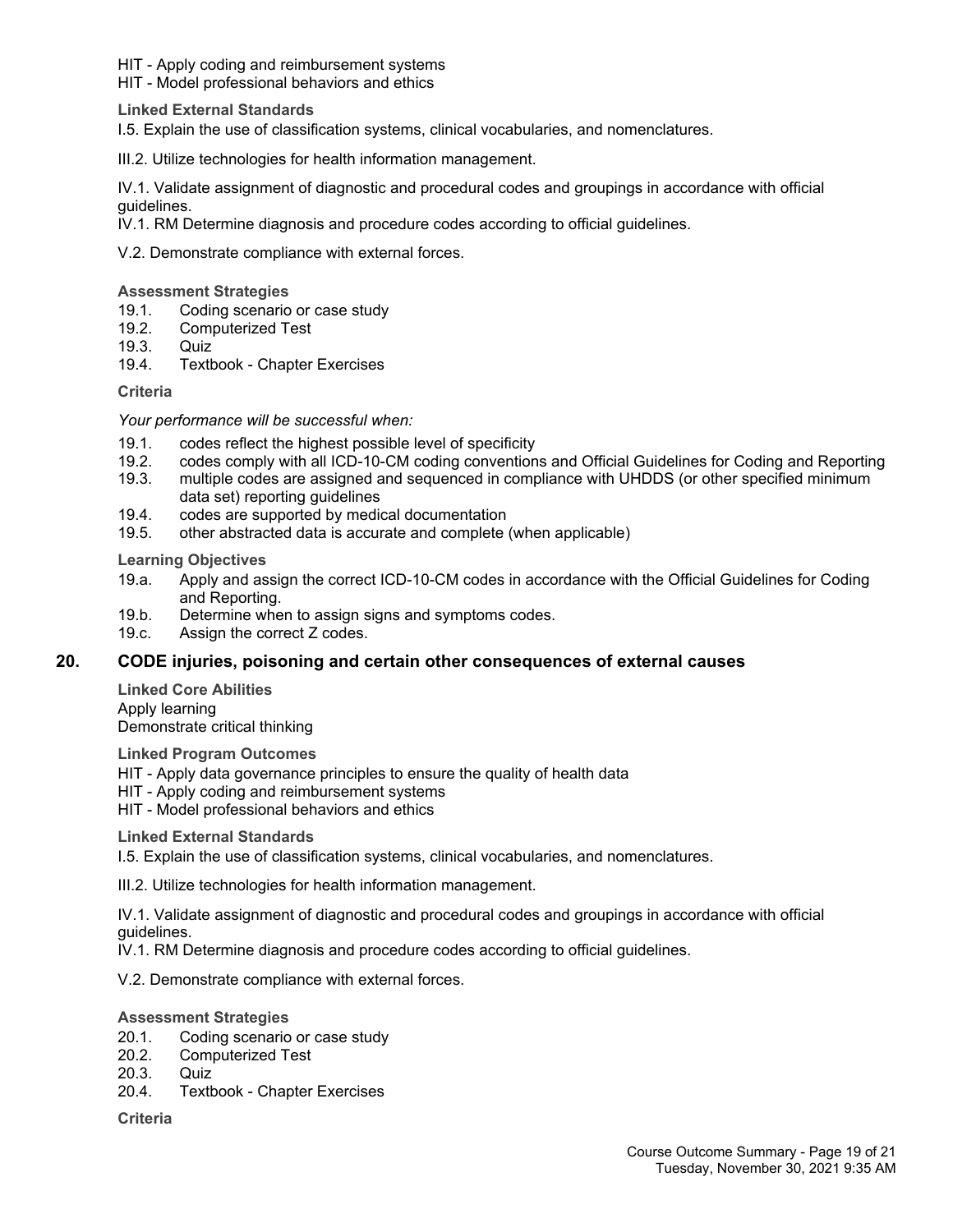HIT - Apply coding and reimbursement systems
HIT - Model professional behaviors and ethics

**Linked External Standards**

I.5. Explain the use of classification systems, clinical vocabularies, and nomenclatures.

III.2. Utilize technologies for health information management.

IV.1. Validate assignment of diagnostic and procedural codes and groupings in accordance with official guidelines.
IV.1. RM Determine diagnosis and procedure codes according to official guidelines.

V.2. Demonstrate compliance with external forces.

**Assessment Strategies**

19.1. Coding scenario or case study
19.2. Computerized Test
19.3. Quiz
19.4. Textbook - Chapter Exercises

**Criteria**

*Your performance will be successful when:*

19.1. codes reflect the highest possible level of specificity
19.2. codes comply with all ICD-10-CM coding conventions and Official Guidelines for Coding and Reporting
19.3. multiple codes are assigned and sequenced in compliance with UHDDS (or other specified minimum data set) reporting guidelines
19.4. codes are supported by medical documentation
19.5. other abstracted data is accurate and complete (when applicable)

**Learning Objectives**

19.a. Apply and assign the correct ICD-10-CM codes in accordance with the Official Guidelines for Coding and Reporting.
19.b. Determine when to assign signs and symptoms codes.
19.c. Assign the correct Z codes.

## 20. CODE injuries, poisoning and certain other consequences of external causes

**Linked Core Abilities**

Apply learning
Demonstrate critical thinking

**Linked Program Outcomes**

HIT - Apply data governance principles to ensure the quality of health data
HIT - Apply coding and reimbursement systems
HIT - Model professional behaviors and ethics

**Linked External Standards**

I.5. Explain the use of classification systems, clinical vocabularies, and nomenclatures.

III.2. Utilize technologies for health information management.

IV.1. Validate assignment of diagnostic and procedural codes and groupings in accordance with official guidelines.
IV.1. RM Determine diagnosis and procedure codes according to official guidelines.

V.2. Demonstrate compliance with external forces.

**Assessment Strategies**

20.1. Coding scenario or case study
20.2. Computerized Test
20.3. Quiz
20.4. Textbook - Chapter Exercises

**Criteria**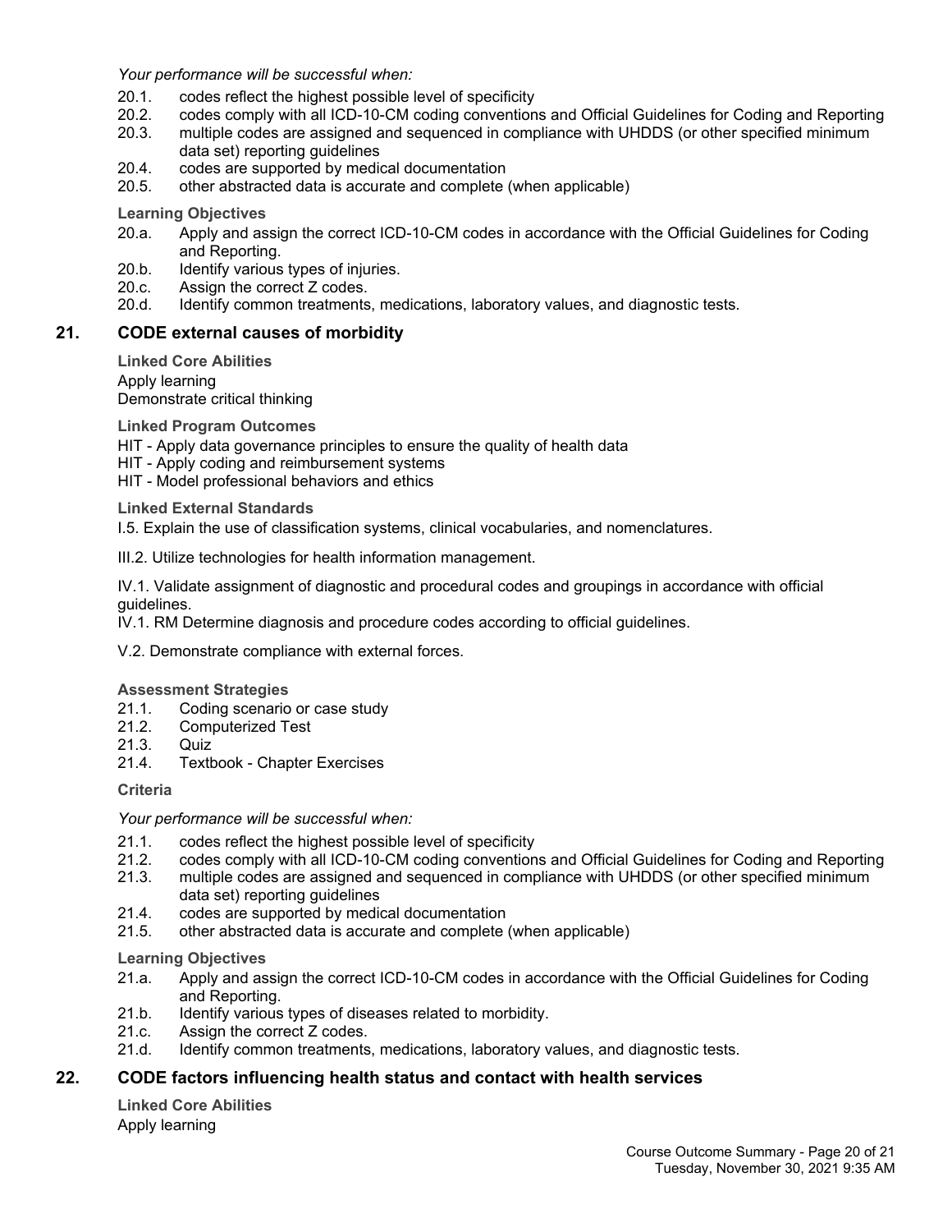*Your performance will be successful when:*

20.1. codes reflect the highest possible level of specificity
20.2. codes comply with all ICD-10-CM coding conventions and Official Guidelines for Coding and Reporting
20.3. multiple codes are assigned and sequenced in compliance with UHDDS (or other specified minimum data set) reporting guidelines
20.4. codes are supported by medical documentation
20.5. other abstracted data is accurate and complete (when applicable)

**Learning Objectives**

20.a. Apply and assign the correct ICD-10-CM codes in accordance with the Official Guidelines for Coding and Reporting.
20.b. Identify various types of injuries.
20.c. Assign the correct Z codes.
20.d. Identify common treatments, medications, laboratory values, and diagnostic tests.

## 21. CODE external causes of morbidity

**Linked Core Abilities**

Apply learning
Demonstrate critical thinking

**Linked Program Outcomes**

HIT - Apply data governance principles to ensure the quality of health data
HIT - Apply coding and reimbursement systems
HIT - Model professional behaviors and ethics

**Linked External Standards**

I.5. Explain the use of classification systems, clinical vocabularies, and nomenclatures.

III.2. Utilize technologies for health information management.

IV.1. Validate assignment of diagnostic and procedural codes and groupings in accordance with official guidelines.
IV.1. RM Determine diagnosis and procedure codes according to official guidelines.

V.2. Demonstrate compliance with external forces.

**Assessment Strategies**

21.1. Coding scenario or case study
21.2. Computerized Test
21.3. Quiz
21.4. Textbook - Chapter Exercises

**Criteria**

*Your performance will be successful when:*

21.1. codes reflect the highest possible level of specificity
21.2. codes comply with all ICD-10-CM coding conventions and Official Guidelines for Coding and Reporting
21.3. multiple codes are assigned and sequenced in compliance with UHDDS (or other specified minimum data set) reporting guidelines
21.4. codes are supported by medical documentation
21.5. other abstracted data is accurate and complete (when applicable)

**Learning Objectives**

21.a. Apply and assign the correct ICD-10-CM codes in accordance with the Official Guidelines for Coding and Reporting.
21.b. Identify various types of diseases related to morbidity.
21.c. Assign the correct Z codes.
21.d. Identify common treatments, medications, laboratory values, and diagnostic tests.

## 22. CODE factors influencing health status and contact with health services

**Linked Core Abilities**

Apply learning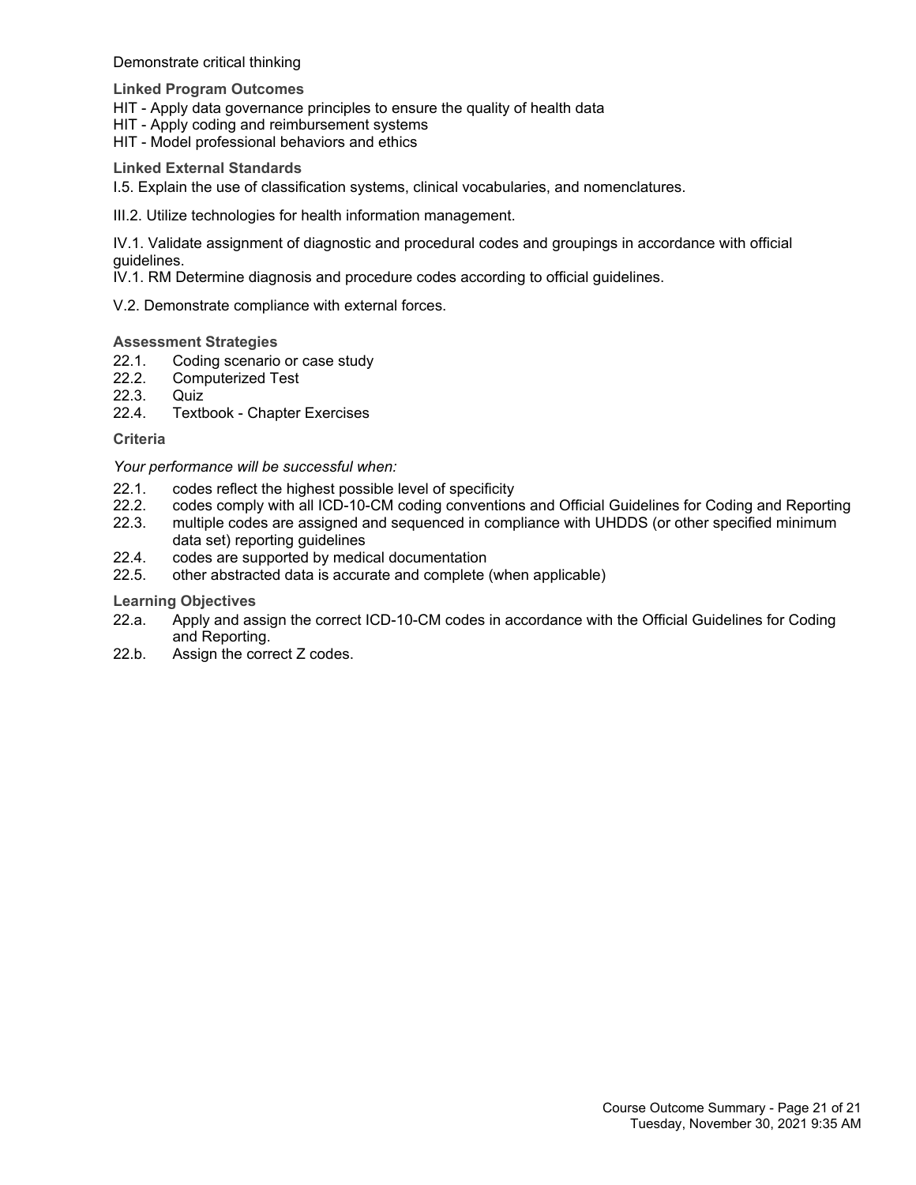Demonstrate critical thinking

### Linked Program Outcomes

HIT - Apply data governance principles to ensure the quality of health data
HIT - Apply coding and reimbursement systems
HIT - Model professional behaviors and ethics

### Linked External Standards

I.5. Explain the use of classification systems, clinical vocabularies, and nomenclatures.

III.2. Utilize technologies for health information management.

IV.1. Validate assignment of diagnostic and procedural codes and groupings in accordance with official guidelines.
IV.1. RM Determine diagnosis and procedure codes according to official guidelines.

V.2. Demonstrate compliance with external forces.

### Assessment Strategies

22.1. Coding scenario or case study
22.2. Computerized Test
22.3. Quiz
22.4. Textbook - Chapter Exercises

### Criteria

*Your performance will be successful when:*

22.1. codes reflect the highest possible level of specificity
22.2. codes comply with all ICD-10-CM coding conventions and Official Guidelines for Coding and Reporting
22.3. multiple codes are assigned and sequenced in compliance with UHDDS (or other specified minimum data set) reporting guidelines
22.4. codes are supported by medical documentation
22.5. other abstracted data is accurate and complete (when applicable)

### Learning Objectives

22.a. Apply and assign the correct ICD-10-CM codes in accordance with the Official Guidelines for Coding and Reporting.
22.b. Assign the correct Z codes.